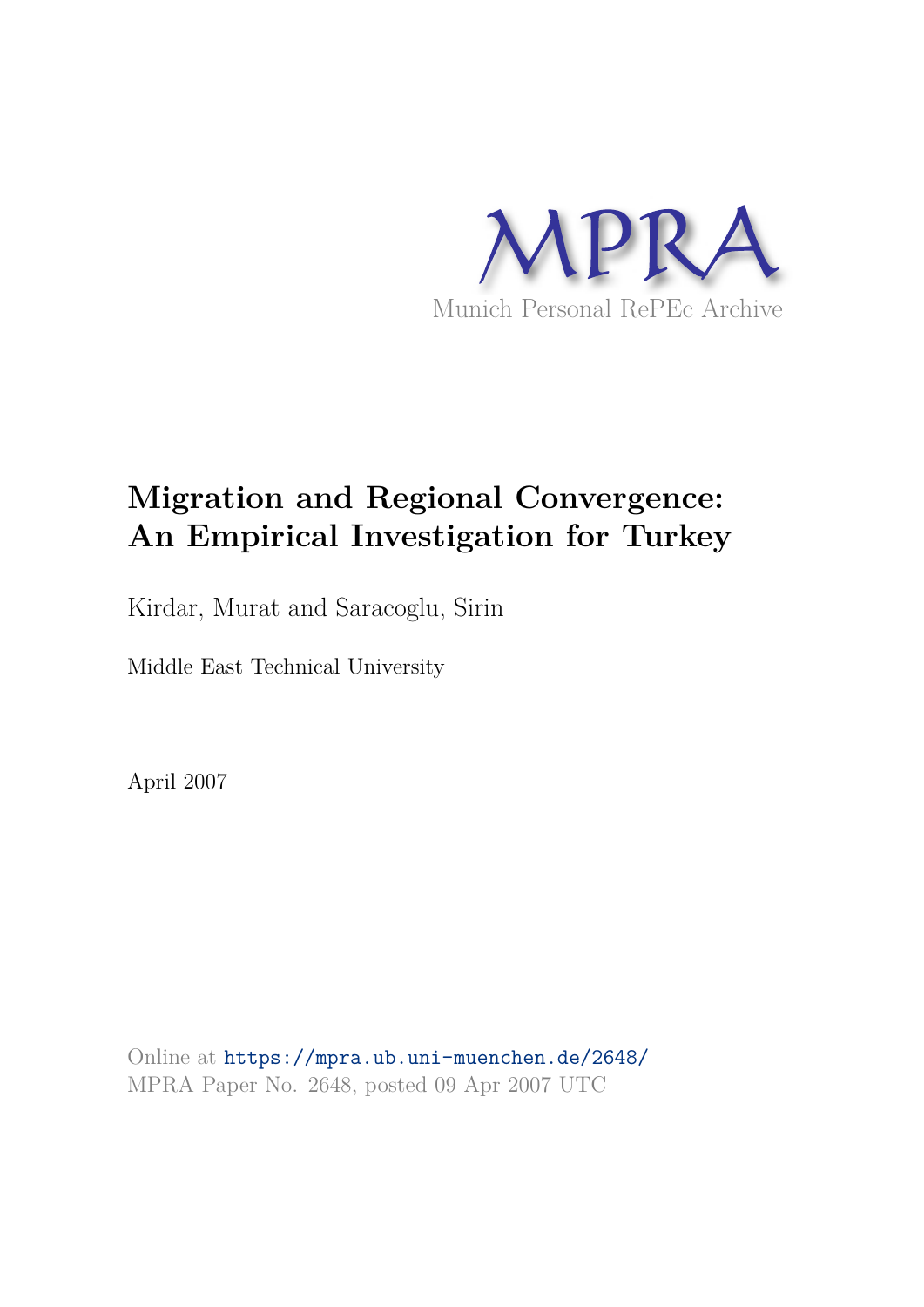MPRA

Munich Personal RePEc Archive

# Migration and Regional Convergence: An Empirical Investigation for Turkey

Kirdar, Murat and Saracoglu, Sirin

Middle East Technical University

April 2007

Online at https://mpra.ub.uni-muenchen.de/2648/
MPRA Paper No. 2648, posted 09 Apr 2007 UTC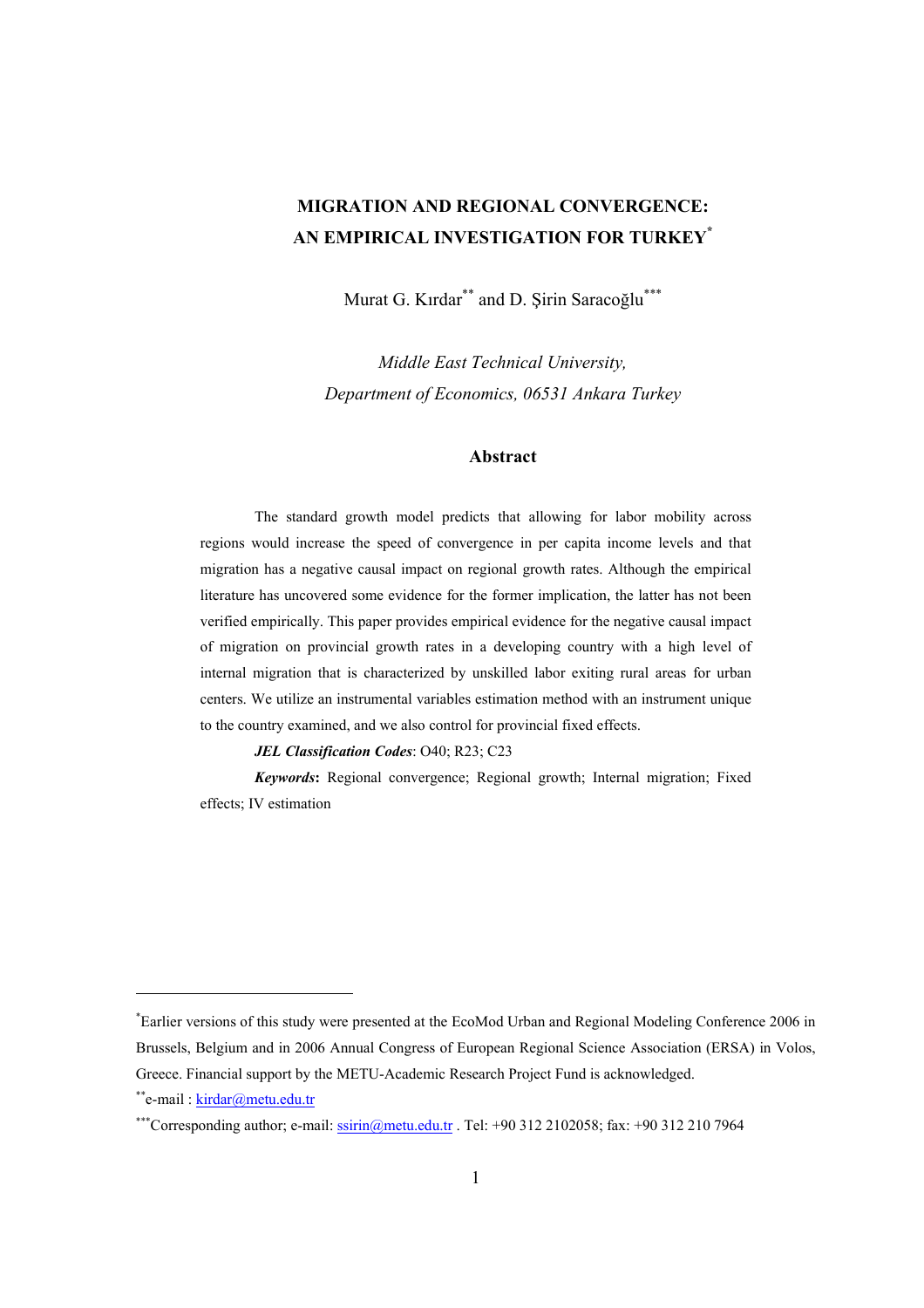# MIGRATION AND REGIONAL CONVERGENCE: AN EMPIRICAL INVESTIGATION FOR TURKEY[*]

Murat G. Kırdar[**] and D. Şirin Saracoğlu[***]

*Middle East Technical University,*
*Department of Economics, 06531 Ankara Turkey*

## Abstract

The standard growth model predicts that allowing for labor mobility across regions would increase the speed of convergence in per capita income levels and that migration has a negative causal impact on regional growth rates. Although the empirical literature has uncovered some evidence for the former implication, the latter has not been verified empirically. This paper provides empirical evidence for the negative causal impact of migration on provincial growth rates in a developing country with a high level of internal migration that is characterized by unskilled labor exiting rural areas for urban centers. We utilize an instrumental variables estimation method with an instrument unique to the country examined, and we also control for provincial fixed effects.

***JEL Classification Codes***: O40; R23; C23

***Keywords*****:** Regional convergence; Regional growth; Internal migration; Fixed effects; IV estimation

---

[*] Earlier versions of this study were presented at the EcoMod Urban and Regional Modeling Conference 2006 in Brussels, Belgium and in 2006 Annual Congress of European Regional Science Association (ERSA) in Volos, Greece. Financial support by the METU-Academic Research Project Fund is acknowledged.

[**] e-mail : kirdar@metu.edu.tr

[***] Corresponding author; e-mail: ssirin@metu.edu.tr . Tel: +90 312 2102058; fax: +90 312 210 7964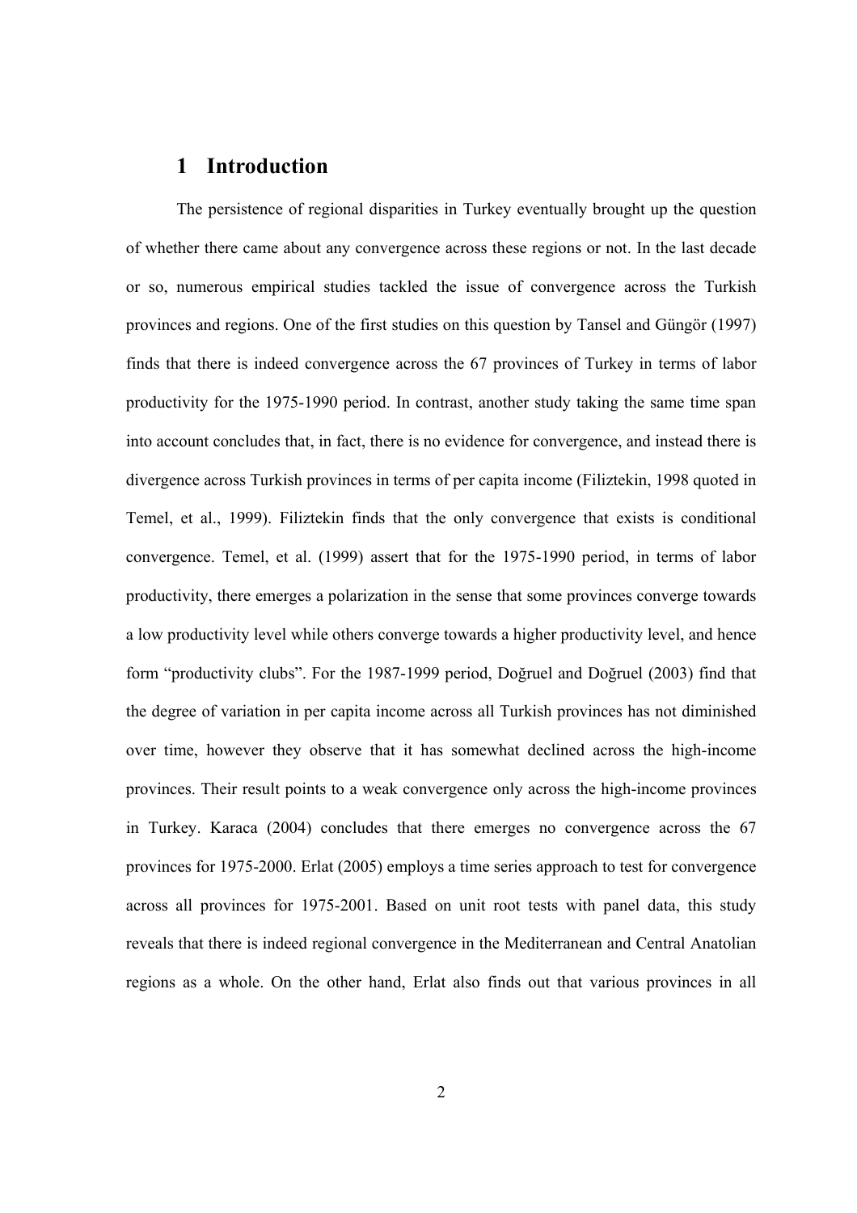# 1 Introduction

The persistence of regional disparities in Turkey eventually brought up the question of whether there came about any convergence across these regions or not. In the last decade or so, numerous empirical studies tackled the issue of convergence across the Turkish provinces and regions. One of the first studies on this question by Tansel and Güngör (1997) finds that there is indeed convergence across the 67 provinces of Turkey in terms of labor productivity for the 1975-1990 period. In contrast, another study taking the same time span into account concludes that, in fact, there is no evidence for convergence, and instead there is divergence across Turkish provinces in terms of per capita income (Filiztekin, 1998 quoted in Temel, et al., 1999). Filiztekin finds that the only convergence that exists is conditional convergence. Temel, et al. (1999) assert that for the 1975-1990 period, in terms of labor productivity, there emerges a polarization in the sense that some provinces converge towards a low productivity level while others converge towards a higher productivity level, and hence form "productivity clubs". For the 1987-1999 period, Doğruel and Doğruel (2003) find that the degree of variation in per capita income across all Turkish provinces has not diminished over time, however they observe that it has somewhat declined across the high-income provinces. Their result points to a weak convergence only across the high-income provinces in Turkey. Karaca (2004) concludes that there emerges no convergence across the 67 provinces for 1975-2000. Erlat (2005) employs a time series approach to test for convergence across all provinces for 1975-2001. Based on unit root tests with panel data, this study reveals that there is indeed regional convergence in the Mediterranean and Central Anatolian regions as a whole. On the other hand, Erlat also finds out that various provinces in all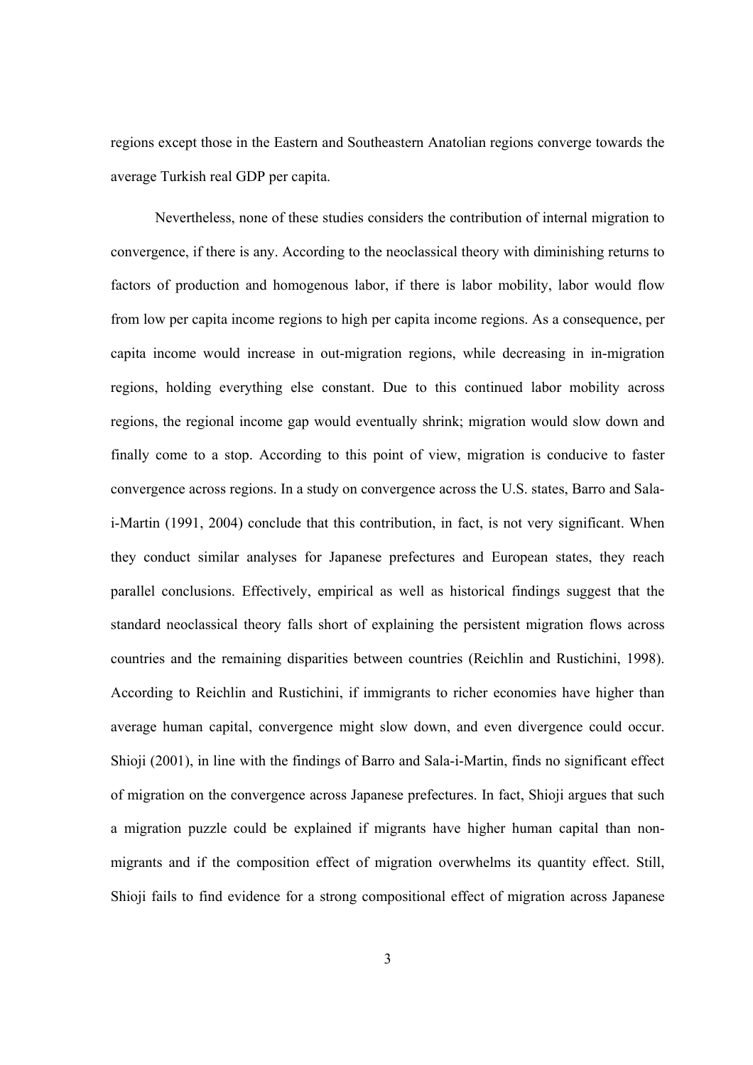regions except those in the Eastern and Southeastern Anatolian regions converge towards the average Turkish real GDP per capita.

Nevertheless, none of these studies considers the contribution of internal migration to convergence, if there is any. According to the neoclassical theory with diminishing returns to factors of production and homogenous labor, if there is labor mobility, labor would flow from low per capita income regions to high per capita income regions. As a consequence, per capita income would increase in out-migration regions, while decreasing in in-migration regions, holding everything else constant. Due to this continued labor mobility across regions, the regional income gap would eventually shrink; migration would slow down and finally come to a stop. According to this point of view, migration is conducive to faster convergence across regions. In a study on convergence across the U.S. states, Barro and Sala-i-Martin (1991, 2004) conclude that this contribution, in fact, is not very significant. When they conduct similar analyses for Japanese prefectures and European states, they reach parallel conclusions. Effectively, empirical as well as historical findings suggest that the standard neoclassical theory falls short of explaining the persistent migration flows across countries and the remaining disparities between countries (Reichlin and Rustichini, 1998). According to Reichlin and Rustichini, if immigrants to richer economies have higher than average human capital, convergence might slow down, and even divergence could occur. Shioji (2001), in line with the findings of Barro and Sala-i-Martin, finds no significant effect of migration on the convergence across Japanese prefectures. In fact, Shioji argues that such a migration puzzle could be explained if migrants have higher human capital than non-migrants and if the composition effect of migration overwhelms its quantity effect. Still, Shioji fails to find evidence for a strong compositional effect of migration across Japanese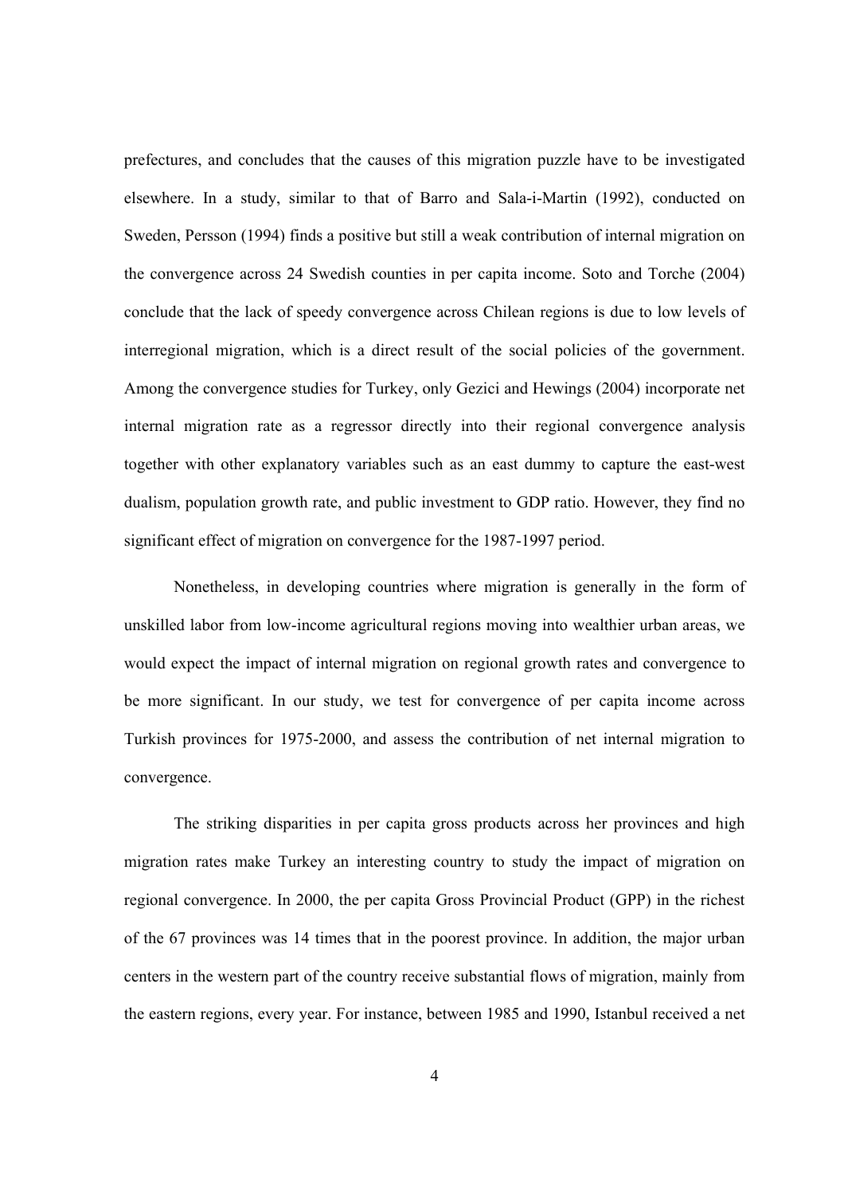prefectures, and concludes that the causes of this migration puzzle have to be investigated elsewhere. In a study, similar to that of Barro and Sala-i-Martin (1992), conducted on Sweden, Persson (1994) finds a positive but still a weak contribution of internal migration on the convergence across 24 Swedish counties in per capita income. Soto and Torche (2004) conclude that the lack of speedy convergence across Chilean regions is due to low levels of interregional migration, which is a direct result of the social policies of the government. Among the convergence studies for Turkey, only Gezici and Hewings (2004) incorporate net internal migration rate as a regressor directly into their regional convergence analysis together with other explanatory variables such as an east dummy to capture the east-west dualism, population growth rate, and public investment to GDP ratio. However, they find no significant effect of migration on convergence for the 1987-1997 period.

Nonetheless, in developing countries where migration is generally in the form of unskilled labor from low-income agricultural regions moving into wealthier urban areas, we would expect the impact of internal migration on regional growth rates and convergence to be more significant. In our study, we test for convergence of per capita income across Turkish provinces for 1975-2000, and assess the contribution of net internal migration to convergence.

The striking disparities in per capita gross products across her provinces and high migration rates make Turkey an interesting country to study the impact of migration on regional convergence. In 2000, the per capita Gross Provincial Product (GPP) in the richest of the 67 provinces was 14 times that in the poorest province. In addition, the major urban centers in the western part of the country receive substantial flows of migration, mainly from the eastern regions, every year. For instance, between 1985 and 1990, Istanbul received a net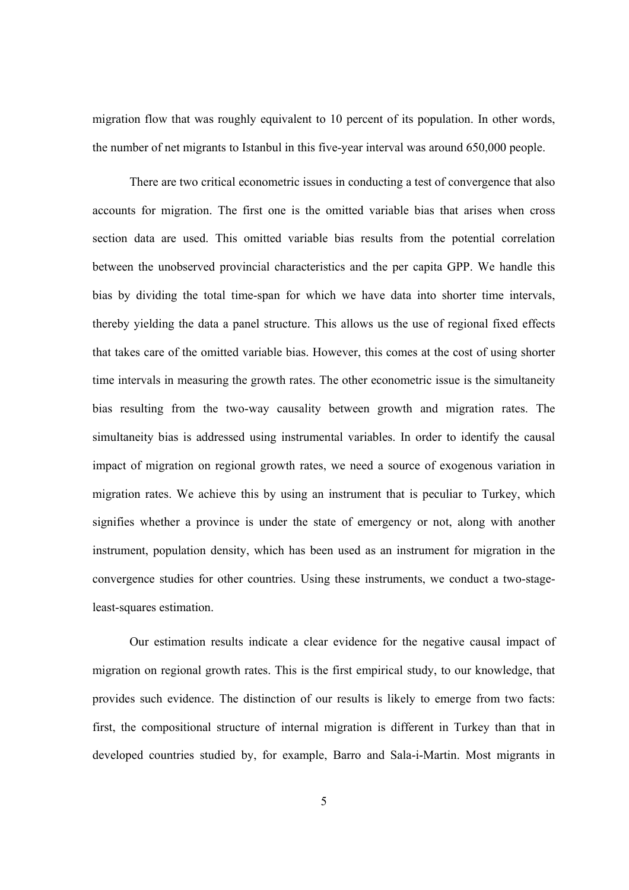migration flow that was roughly equivalent to 10 percent of its population. In other words, the number of net migrants to Istanbul in this five-year interval was around 650,000 people.

There are two critical econometric issues in conducting a test of convergence that also accounts for migration. The first one is the omitted variable bias that arises when cross section data are used. This omitted variable bias results from the potential correlation between the unobserved provincial characteristics and the per capita GPP. We handle this bias by dividing the total time-span for which we have data into shorter time intervals, thereby yielding the data a panel structure. This allows us the use of regional fixed effects that takes care of the omitted variable bias. However, this comes at the cost of using shorter time intervals in measuring the growth rates. The other econometric issue is the simultaneity bias resulting from the two-way causality between growth and migration rates. The simultaneity bias is addressed using instrumental variables. In order to identify the causal impact of migration on regional growth rates, we need a source of exogenous variation in migration rates. We achieve this by using an instrument that is peculiar to Turkey, which signifies whether a province is under the state of emergency or not, along with another instrument, population density, which has been used as an instrument for migration in the convergence studies for other countries. Using these instruments, we conduct a two-stage-least-squares estimation.

Our estimation results indicate a clear evidence for the negative causal impact of migration on regional growth rates. This is the first empirical study, to our knowledge, that provides such evidence. The distinction of our results is likely to emerge from two facts: first, the compositional structure of internal migration is different in Turkey than that in developed countries studied by, for example, Barro and Sala-i-Martin. Most migrants in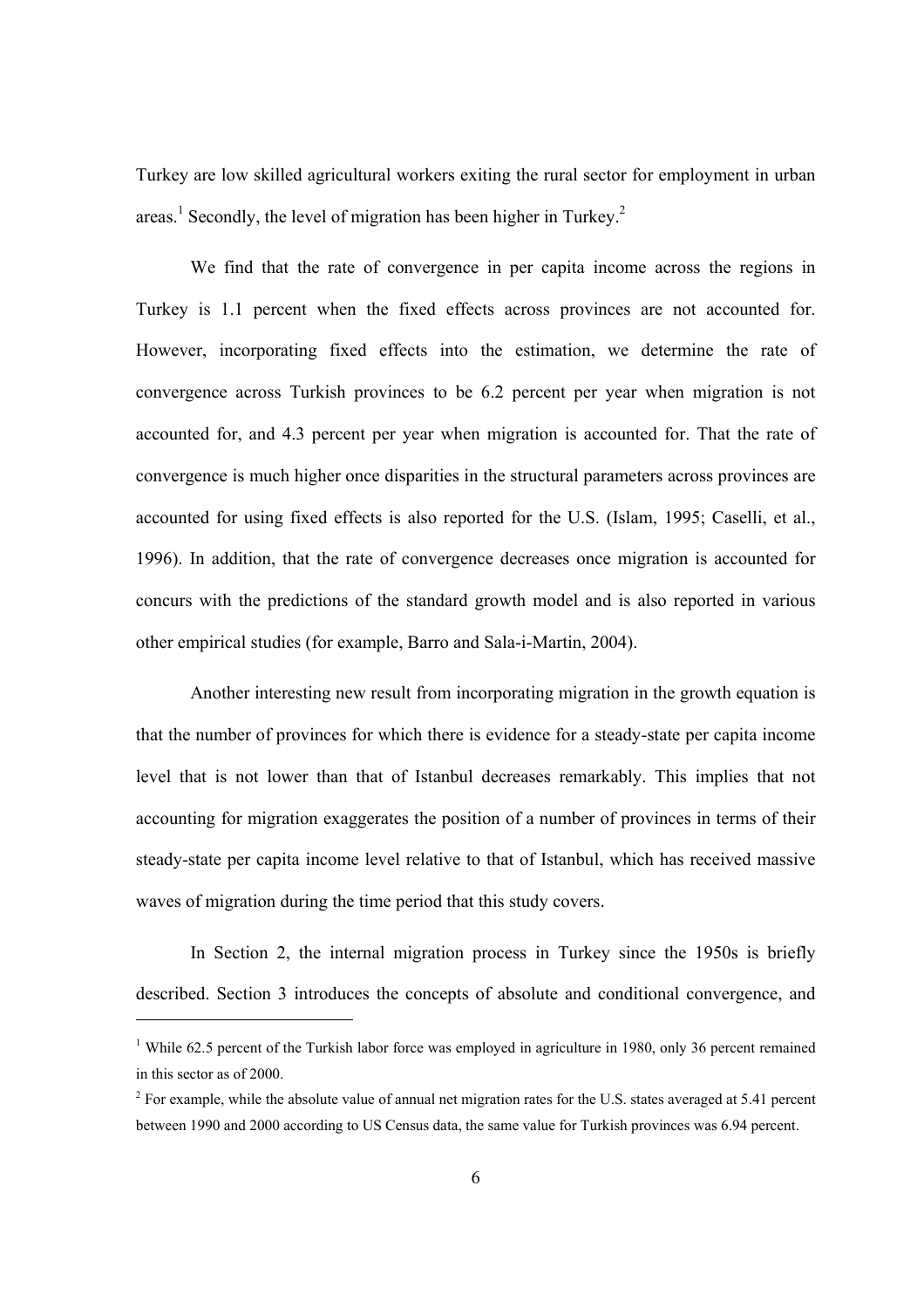Turkey are low skilled agricultural workers exiting the rural sector for employment in urban areas.[1] Secondly, the level of migration has been higher in Turkey.[2]

We find that the rate of convergence in per capita income across the regions in Turkey is 1.1 percent when the fixed effects across provinces are not accounted for. However, incorporating fixed effects into the estimation, we determine the rate of convergence across Turkish provinces to be 6.2 percent per year when migration is not accounted for, and 4.3 percent per year when migration is accounted for. That the rate of convergence is much higher once disparities in the structural parameters across provinces are accounted for using fixed effects is also reported for the U.S. (Islam, 1995; Caselli, et al., 1996). In addition, that the rate of convergence decreases once migration is accounted for concurs with the predictions of the standard growth model and is also reported in various other empirical studies (for example, Barro and Sala-i-Martin, 2004).

Another interesting new result from incorporating migration in the growth equation is that the number of provinces for which there is evidence for a steady-state per capita income level that is not lower than that of Istanbul decreases remarkably. This implies that not accounting for migration exaggerates the position of a number of provinces in terms of their steady-state per capita income level relative to that of Istanbul, which has received massive waves of migration during the time period that this study covers.

In Section 2, the internal migration process in Turkey since the 1950s is briefly described. Section 3 introduces the concepts of absolute and conditional convergence, and

---

[1] While 62.5 percent of the Turkish labor force was employed in agriculture in 1980, only 36 percent remained in this sector as of 2000.

[2] For example, while the absolute value of annual net migration rates for the U.S. states averaged at 5.41 percent between 1990 and 2000 according to US Census data, the same value for Turkish provinces was 6.94 percent.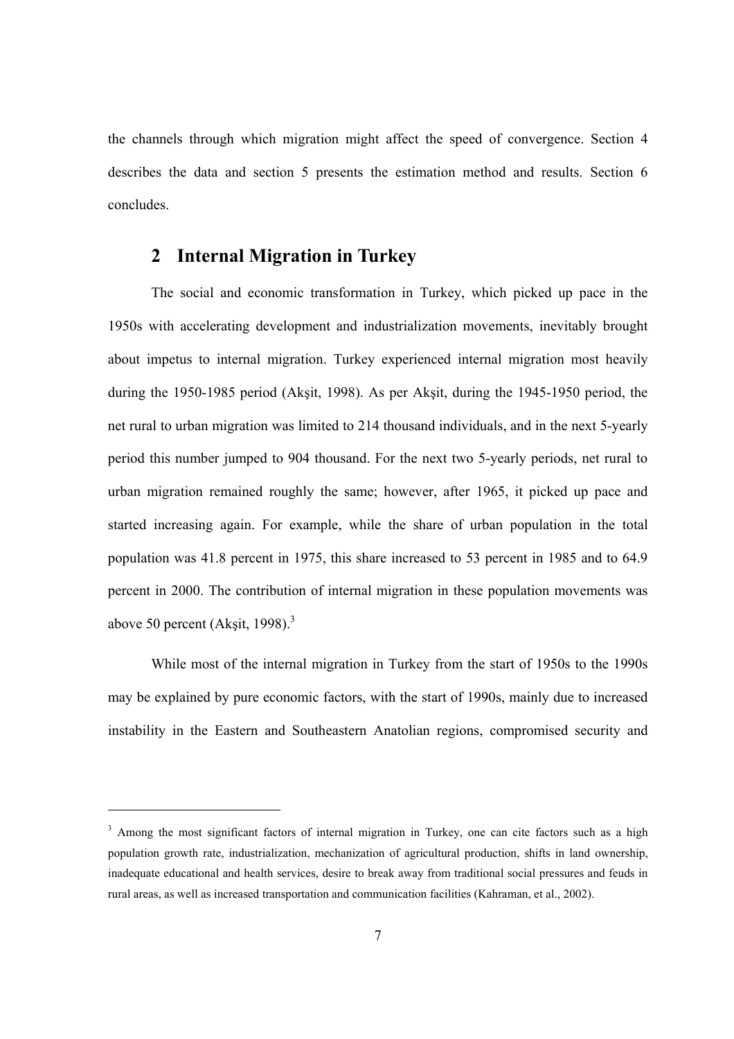the channels through which migration might affect the speed of convergence. Section 4 describes the data and section 5 presents the estimation method and results. Section 6 concludes.

## 2 Internal Migration in Turkey

The social and economic transformation in Turkey, which picked up pace in the 1950s with accelerating development and industrialization movements, inevitably brought about impetus to internal migration. Turkey experienced internal migration most heavily during the 1950-1985 period (Akşit, 1998). As per Akşit, during the 1945-1950 period, the net rural to urban migration was limited to 214 thousand individuals, and in the next 5-yearly period this number jumped to 904 thousand. For the next two 5-yearly periods, net rural to urban migration remained roughly the same; however, after 1965, it picked up pace and started increasing again. For example, while the share of urban population in the total population was 41.8 percent in 1975, this share increased to 53 percent in 1985 and to 64.9 percent in 2000. The contribution of internal migration in these population movements was above 50 percent (Akşit, 1998).[3]

While most of the internal migration in Turkey from the start of 1950s to the 1990s may be explained by pure economic factors, with the start of 1990s, mainly due to increased instability in the Eastern and Southeastern Anatolian regions, compromised security and

---

[3] Among the most significant factors of internal migration in Turkey, one can cite factors such as a high population growth rate, industrialization, mechanization of agricultural production, shifts in land ownership, inadequate educational and health services, desire to break away from traditional social pressures and feuds in rural areas, as well as increased transportation and communication facilities (Kahraman, et al., 2002).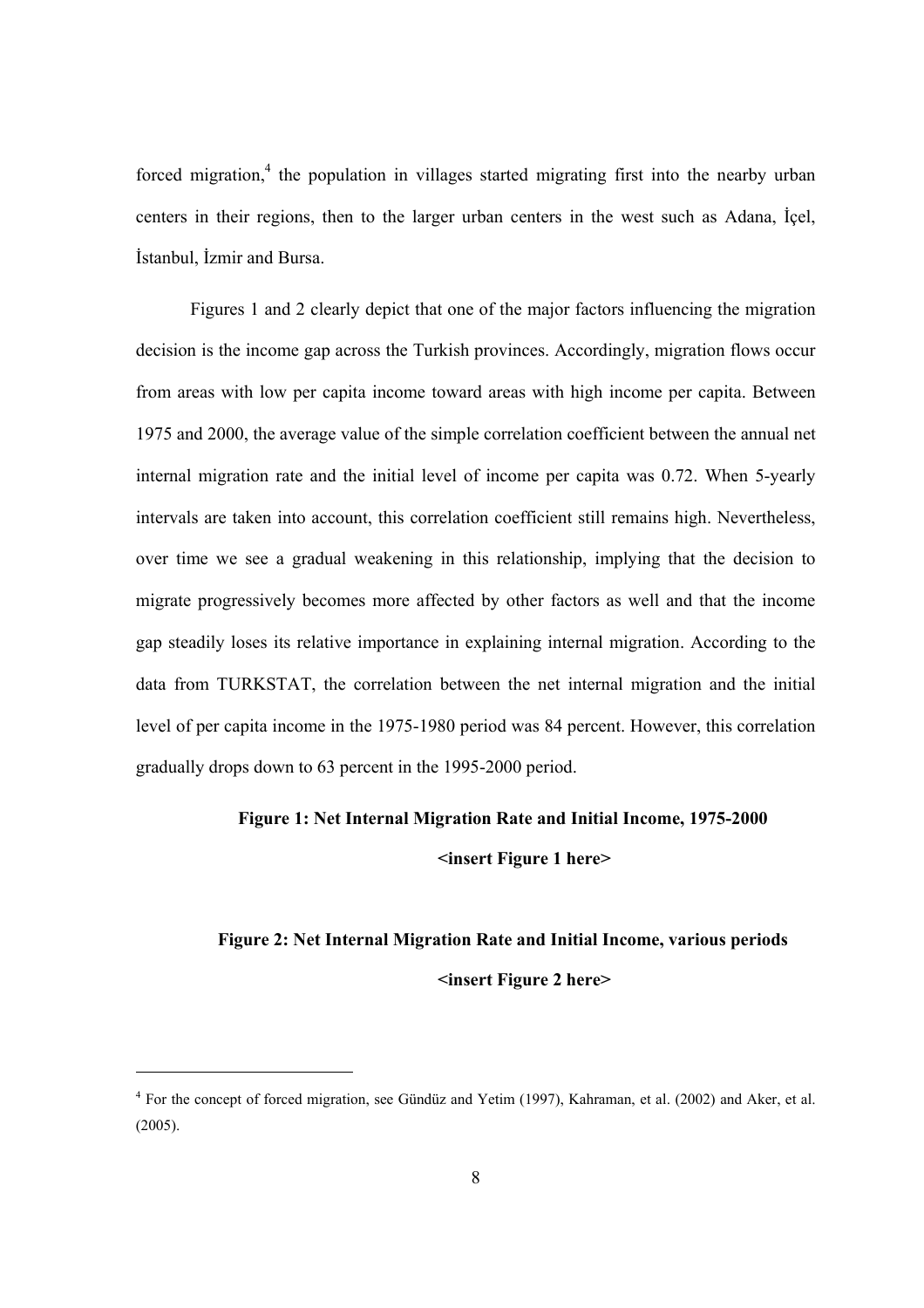forced migration,[4] the population in villages started migrating first into the nearby urban centers in their regions, then to the larger urban centers in the west such as Adana, İçel, İstanbul, İzmir and Bursa.

Figures 1 and 2 clearly depict that one of the major factors influencing the migration decision is the income gap across the Turkish provinces. Accordingly, migration flows occur from areas with low per capita income toward areas with high income per capita. Between 1975 and 2000, the average value of the simple correlation coefficient between the annual net internal migration rate and the initial level of income per capita was 0.72. When 5-yearly intervals are taken into account, this correlation coefficient still remains high. Nevertheless, over time we see a gradual weakening in this relationship, implying that the decision to migrate progressively becomes more affected by other factors as well and that the income gap steadily loses its relative importance in explaining internal migration. According to the data from TURKSTAT, the correlation between the net internal migration and the initial level of per capita income in the 1975-1980 period was 84 percent. However, this correlation gradually drops down to 63 percent in the 1995-2000 period.

**Figure 1: Net Internal Migration Rate and Initial Income, 1975-2000**

**<insert Figure 1 here>**

**Figure 2: Net Internal Migration Rate and Initial Income, various periods**

**<insert Figure 2 here>**

---

[4] For the concept of forced migration, see Gündüz and Yetim (1997), Kahraman, et al. (2002) and Aker, et al. (2005).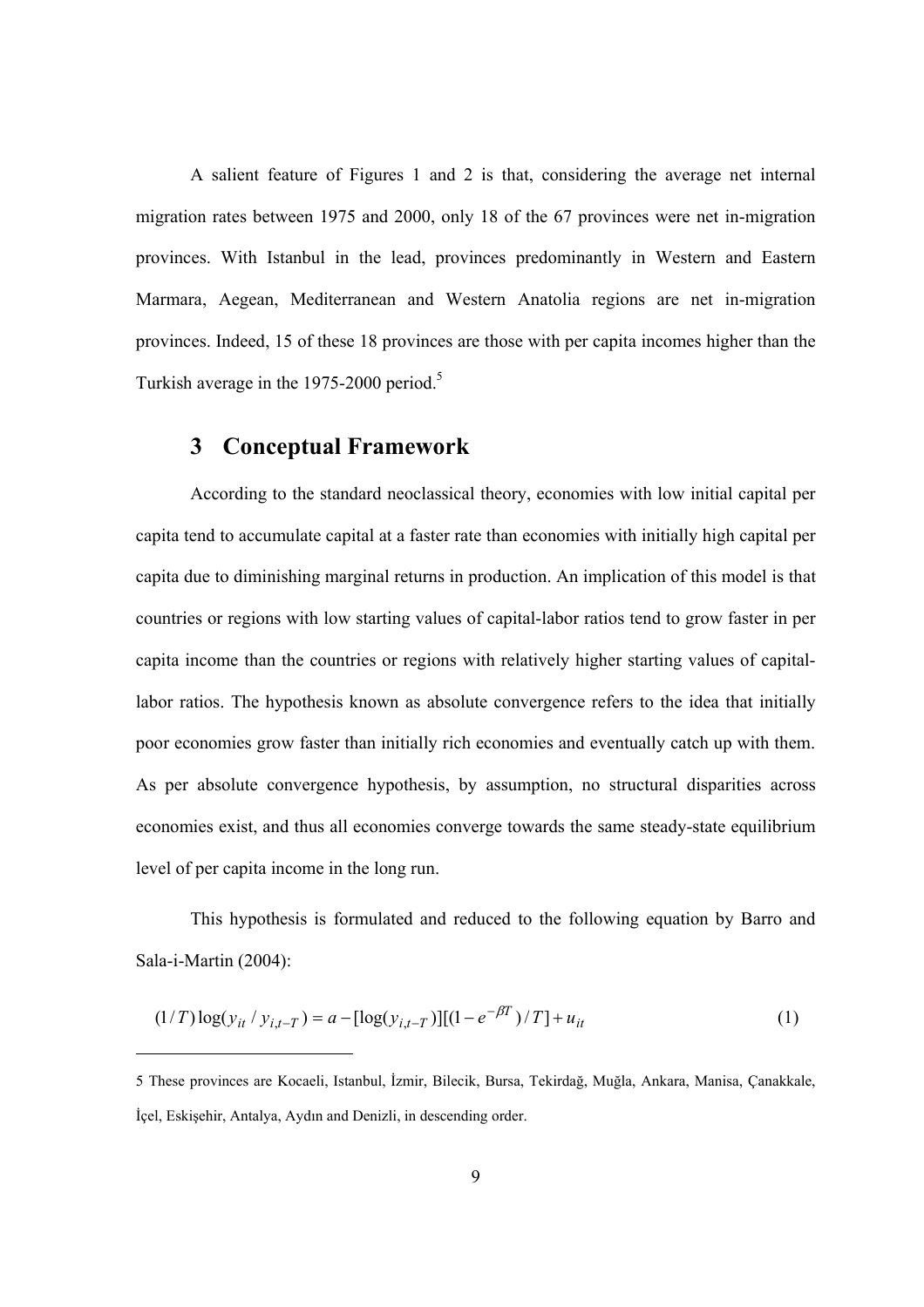A salient feature of Figures 1 and 2 is that, considering the average net internal migration rates between 1975 and 2000, only 18 of the 67 provinces were net in-migration provinces. With Istanbul in the lead, provinces predominantly in Western and Eastern Marmara, Aegean, Mediterranean and Western Anatolia regions are net in-migration provinces. Indeed, 15 of these 18 provinces are those with per capita incomes higher than the Turkish average in the 1975-2000 period.[5]

## 3 Conceptual Framework

According to the standard neoclassical theory, economies with low initial capital per capita tend to accumulate capital at a faster rate than economies with initially high capital per capita due to diminishing marginal returns in production. An implication of this model is that countries or regions with low starting values of capital-labor ratios tend to grow faster in per capita income than the countries or regions with relatively higher starting values of capital-labor ratios. The hypothesis known as absolute convergence refers to the idea that initially poor economies grow faster than initially rich economies and eventually catch up with them. As per absolute convergence hypothesis, by assumption, no structural disparities across economies exist, and thus all economies converge towards the same steady-state equilibrium level of per capita income in the long run.

This hypothesis is formulated and reduced to the following equation by Barro and Sala-i-Martin (2004):

$$(1/T)\log(y_{it} / y_{i,t-T}) = a - [\log(y_{i,t-T})][(1-e^{-\beta T})/T] + u_{it} \tag{1}$$

---

5 These provinces are Kocaeli, Istanbul, İzmir, Bilecik, Bursa, Tekirdağ, Muğla, Ankara, Manisa, Çanakkale, İçel, Eskişehir, Antalya, Aydın and Denizli, in descending order.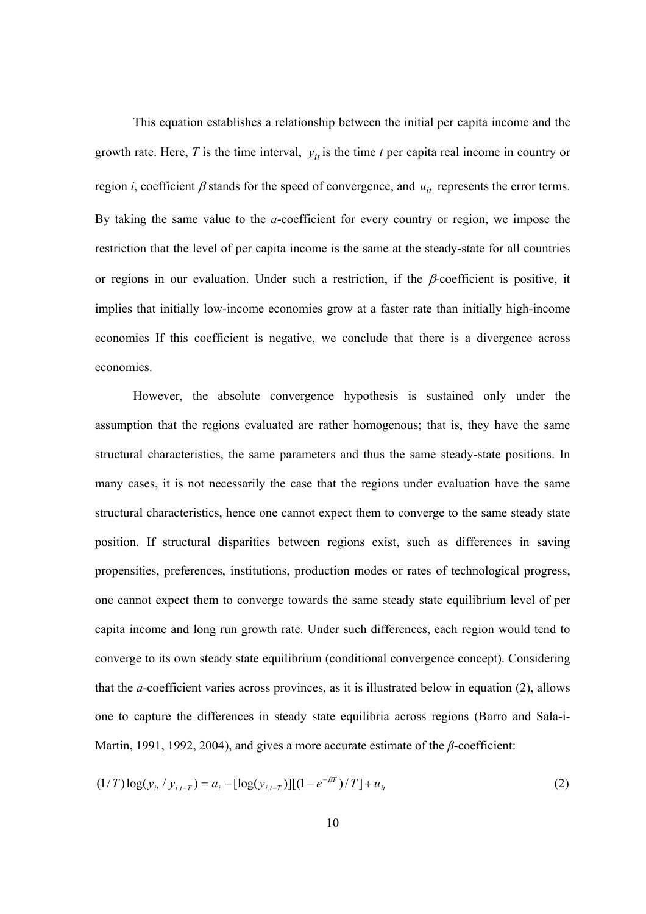This equation establishes a relationship between the initial per capita income and the growth rate. Here, $T$ is the time interval, $y_{it}$ is the time $t$ per capita real income in country or region $i$, coefficient $\beta$ stands for the speed of convergence, and $u_{it}$ represents the error terms. By taking the same value to the $a$-coefficient for every country or region, we impose the restriction that the level of per capita income is the same at the steady-state for all countries or regions in our evaluation. Under such a restriction, if the $\beta$-coefficient is positive, it implies that initially low-income economies grow at a faster rate than initially high-income economies If this coefficient is negative, we conclude that there is a divergence across economies.

However, the absolute convergence hypothesis is sustained only under the assumption that the regions evaluated are rather homogenous; that is, they have the same structural characteristics, the same parameters and thus the same steady-state positions. In many cases, it is not necessarily the case that the regions under evaluation have the same structural characteristics, hence one cannot expect them to converge to the same steady state position. If structural disparities between regions exist, such as differences in saving propensities, preferences, institutions, production modes or rates of technological progress, one cannot expect them to converge towards the same steady state equilibrium level of per capita income and long run growth rate. Under such differences, each region would tend to converge to its own steady state equilibrium (conditional convergence concept). Considering that the $a$-coefficient varies across provinces, as it is illustrated below in equation (2), allows one to capture the differences in steady state equilibria across regions (Barro and Sala-i-Martin, 1991, 1992, 2004), and gives a more accurate estimate of the $\beta$-coefficient:

$$(1/T)\log(y_{it}/y_{i,t-T}) = a_i - [\log(y_{i,t-T})][(1-e^{-\beta T})/T] + u_{it} \tag{2}$$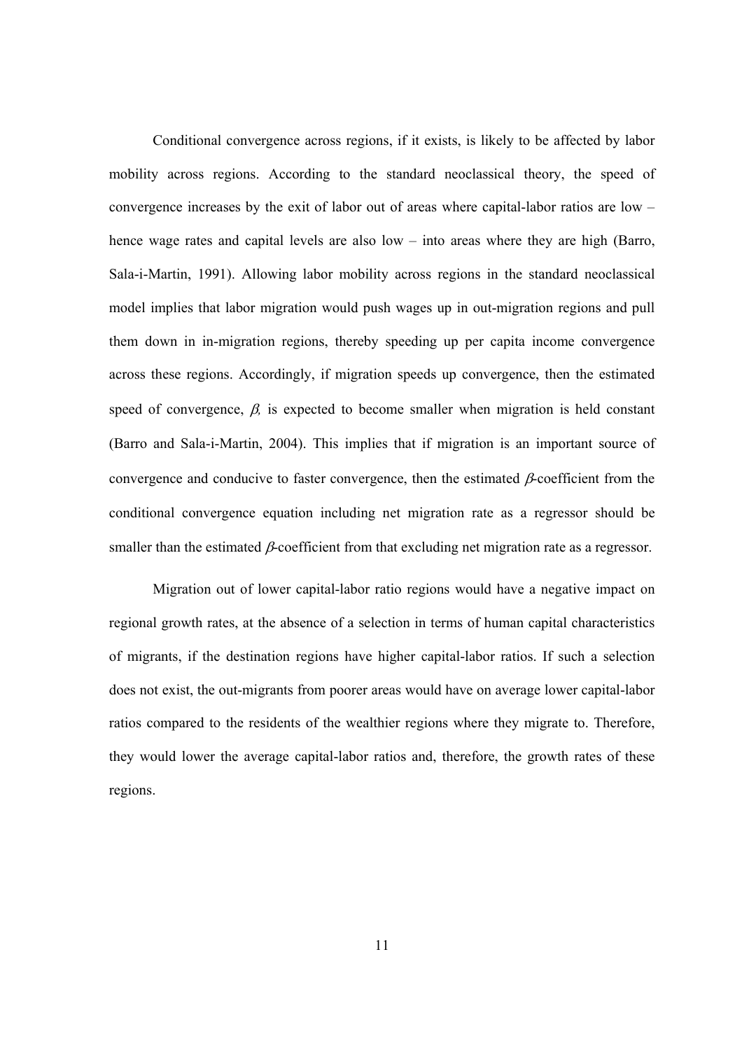Conditional convergence across regions, if it exists, is likely to be affected by labor mobility across regions. According to the standard neoclassical theory, the speed of convergence increases by the exit of labor out of areas where capital-labor ratios are low – hence wage rates and capital levels are also low – into areas where they are high (Barro, Sala-i-Martin, 1991). Allowing labor mobility across regions in the standard neoclassical model implies that labor migration would push wages up in out-migration regions and pull them down in in-migration regions, thereby speeding up per capita income convergence across these regions. Accordingly, if migration speeds up convergence, then the estimated speed of convergence, $\beta$, is expected to become smaller when migration is held constant (Barro and Sala-i-Martin, 2004). This implies that if migration is an important source of convergence and conducive to faster convergence, then the estimated $\beta$-coefficient from the conditional convergence equation including net migration rate as a regressor should be smaller than the estimated $\beta$-coefficient from that excluding net migration rate as a regressor.

Migration out of lower capital-labor ratio regions would have a negative impact on regional growth rates, at the absence of a selection in terms of human capital characteristics of migrants, if the destination regions have higher capital-labor ratios. If such a selection does not exist, the out-migrants from poorer areas would have on average lower capital-labor ratios compared to the residents of the wealthier regions where they migrate to. Therefore, they would lower the average capital-labor ratios and, therefore, the growth rates of these regions.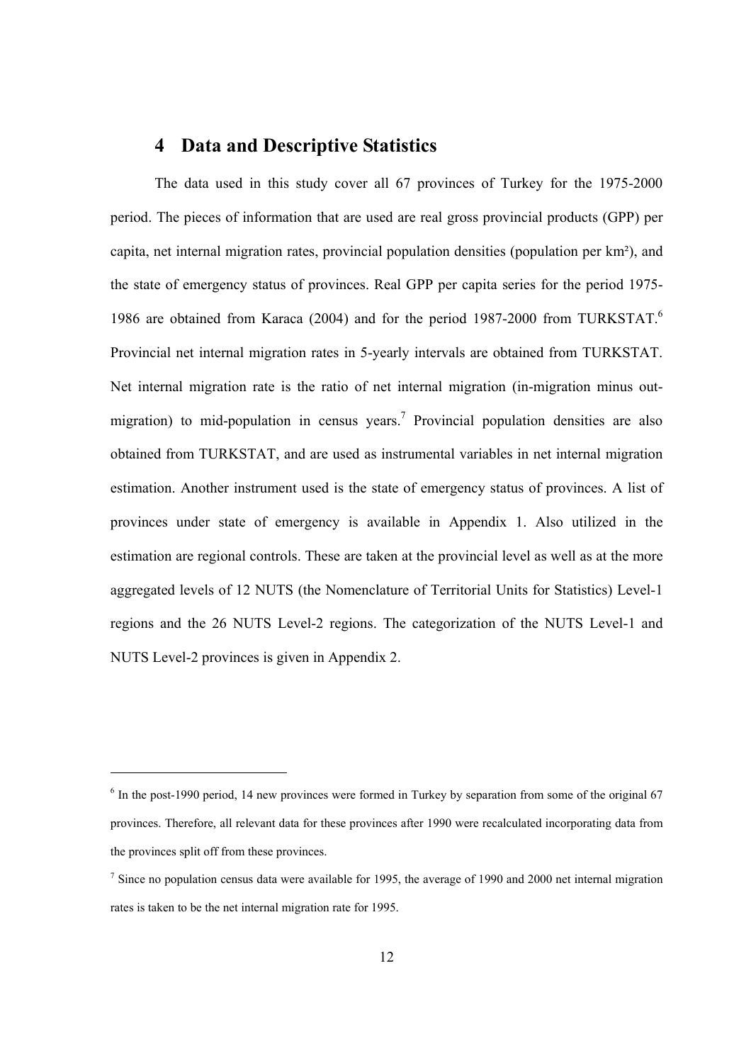## 4 Data and Descriptive Statistics

The data used in this study cover all 67 provinces of Turkey for the 1975-2000 period. The pieces of information that are used are real gross provincial products (GPP) per capita, net internal migration rates, provincial population densities (population per km²), and the state of emergency status of provinces. Real GPP per capita series for the period 1975-1986 are obtained from Karaca (2004) and for the period 1987-2000 from TURKSTAT.[6] Provincial net internal migration rates in 5-yearly intervals are obtained from TURKSTAT. Net internal migration rate is the ratio of net internal migration (in-migration minus out-migration) to mid-population in census years.[7] Provincial population densities are also obtained from TURKSTAT, and are used as instrumental variables in net internal migration estimation. Another instrument used is the state of emergency status of provinces. A list of provinces under state of emergency is available in Appendix 1. Also utilized in the estimation are regional controls. These are taken at the provincial level as well as at the more aggregated levels of 12 NUTS (the Nomenclature of Territorial Units for Statistics) Level-1 regions and the 26 NUTS Level-2 regions. The categorization of the NUTS Level-1 and NUTS Level-2 provinces is given in Appendix 2.

---

[6] In the post-1990 period, 14 new provinces were formed in Turkey by separation from some of the original 67 provinces. Therefore, all relevant data for these provinces after 1990 were recalculated incorporating data from the provinces split off from these provinces.

[7] Since no population census data were available for 1995, the average of 1990 and 2000 net internal migration rates is taken to be the net internal migration rate for 1995.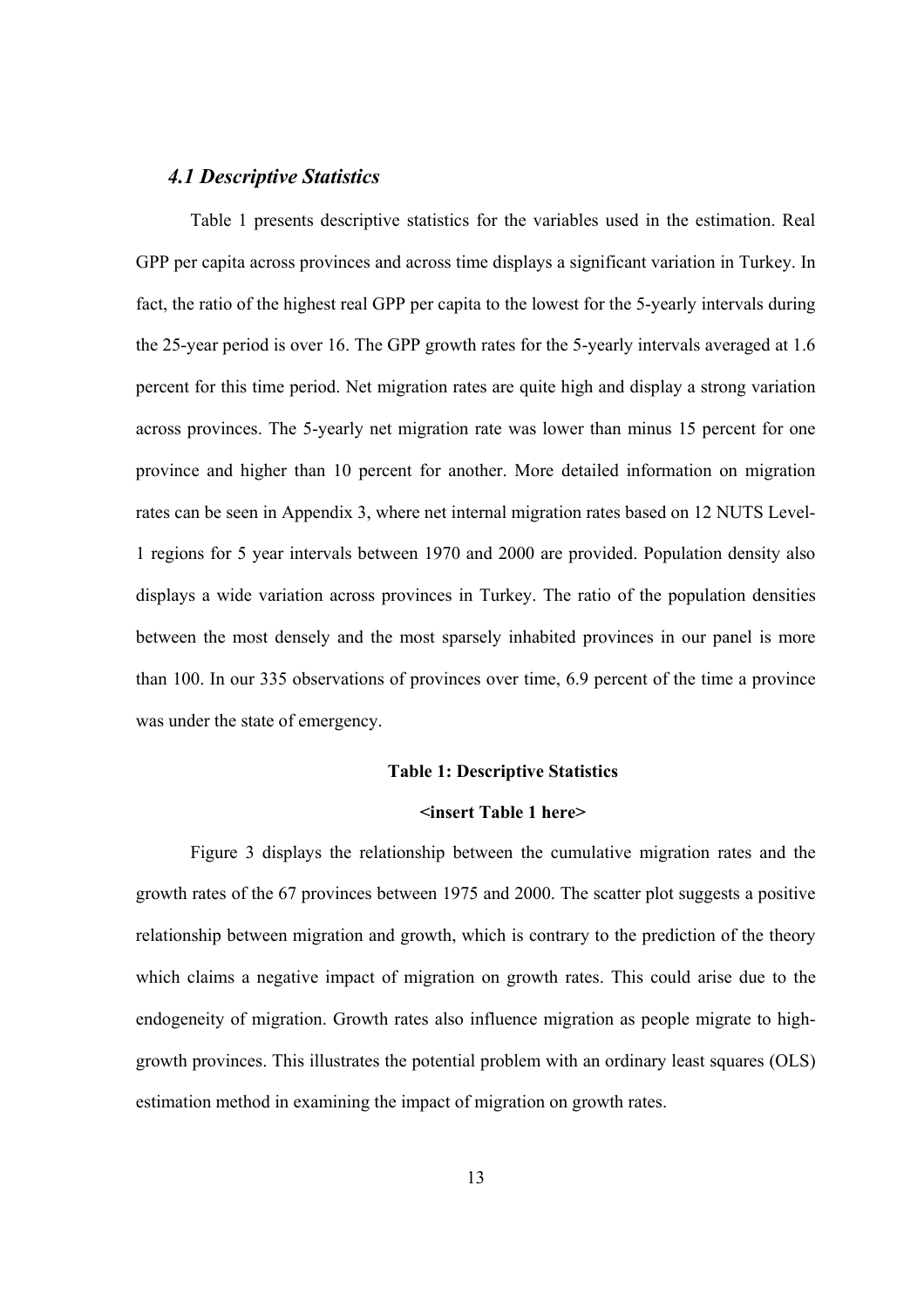### *4.1 Descriptive Statistics*

Table 1 presents descriptive statistics for the variables used in the estimation. Real GPP per capita across provinces and across time displays a significant variation in Turkey. In fact, the ratio of the highest real GPP per capita to the lowest for the 5-yearly intervals during the 25-year period is over 16. The GPP growth rates for the 5-yearly intervals averaged at 1.6 percent for this time period. Net migration rates are quite high and display a strong variation across provinces. The 5-yearly net migration rate was lower than minus 15 percent for one province and higher than 10 percent for another. More detailed information on migration rates can be seen in Appendix 3, where net internal migration rates based on 12 NUTS Level-1 regions for 5 year intervals between 1970 and 2000 are provided. Population density also displays a wide variation across provinces in Turkey. The ratio of the population densities between the most densely and the most sparsely inhabited provinces in our panel is more than 100. In our 335 observations of provinces over time, 6.9 percent of the time a province was under the state of emergency.

**Table 1: Descriptive Statistics**

**<insert Table 1 here>**

Figure 3 displays the relationship between the cumulative migration rates and the growth rates of the 67 provinces between 1975 and 2000. The scatter plot suggests a positive relationship between migration and growth, which is contrary to the prediction of the theory which claims a negative impact of migration on growth rates. This could arise due to the endogeneity of migration. Growth rates also influence migration as people migrate to high-growth provinces. This illustrates the potential problem with an ordinary least squares (OLS) estimation method in examining the impact of migration on growth rates.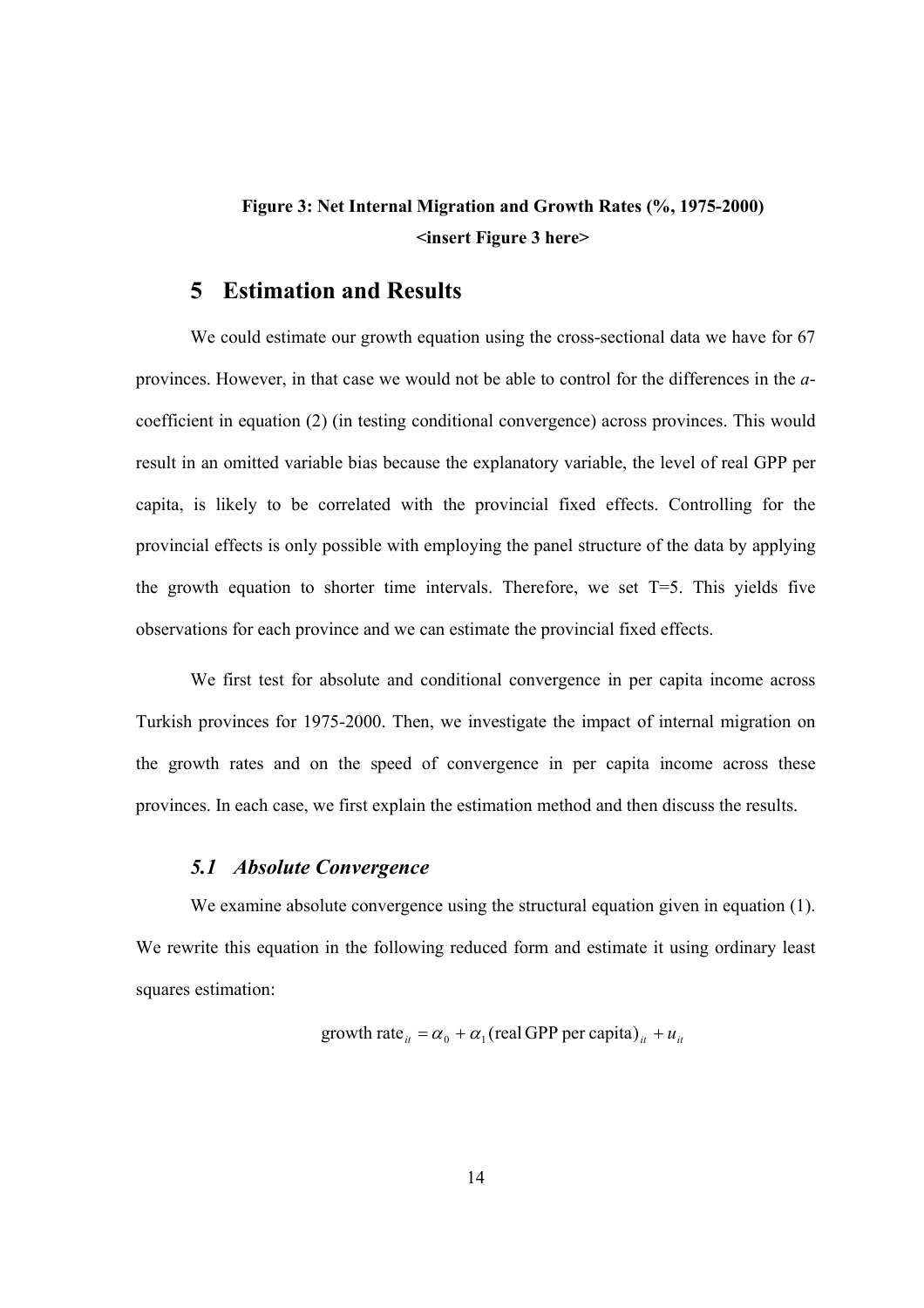**Figure 3: Net Internal Migration and Growth Rates (%, 1975-2000)**
**<insert Figure 3 here>**

# 5 Estimation and Results

We could estimate our growth equation using the cross-sectional data we have for 67 provinces. However, in that case we would not be able to control for the differences in the *a*-coefficient in equation (2) (in testing conditional convergence) across provinces. This would result in an omitted variable bias because the explanatory variable, the level of real GPP per capita, is likely to be correlated with the provincial fixed effects. Controlling for the provincial effects is only possible with employing the panel structure of the data by applying the growth equation to shorter time intervals. Therefore, we set T=5. This yields five observations for each province and we can estimate the provincial fixed effects.

We first test for absolute and conditional convergence in per capita income across Turkish provinces for 1975-2000. Then, we investigate the impact of internal migration on the growth rates and on the speed of convergence in per capita income across these provinces. In each case, we first explain the estimation method and then discuss the results.

## *5.1 Absolute Convergence*

We examine absolute convergence using the structural equation given in equation (1). We rewrite this equation in the following reduced form and estimate it using ordinary least squares estimation:

$$\text{growth rate}_{it} = \alpha_0 + \alpha_1 (\text{real GPP per capita})_{it} + u_{it}$$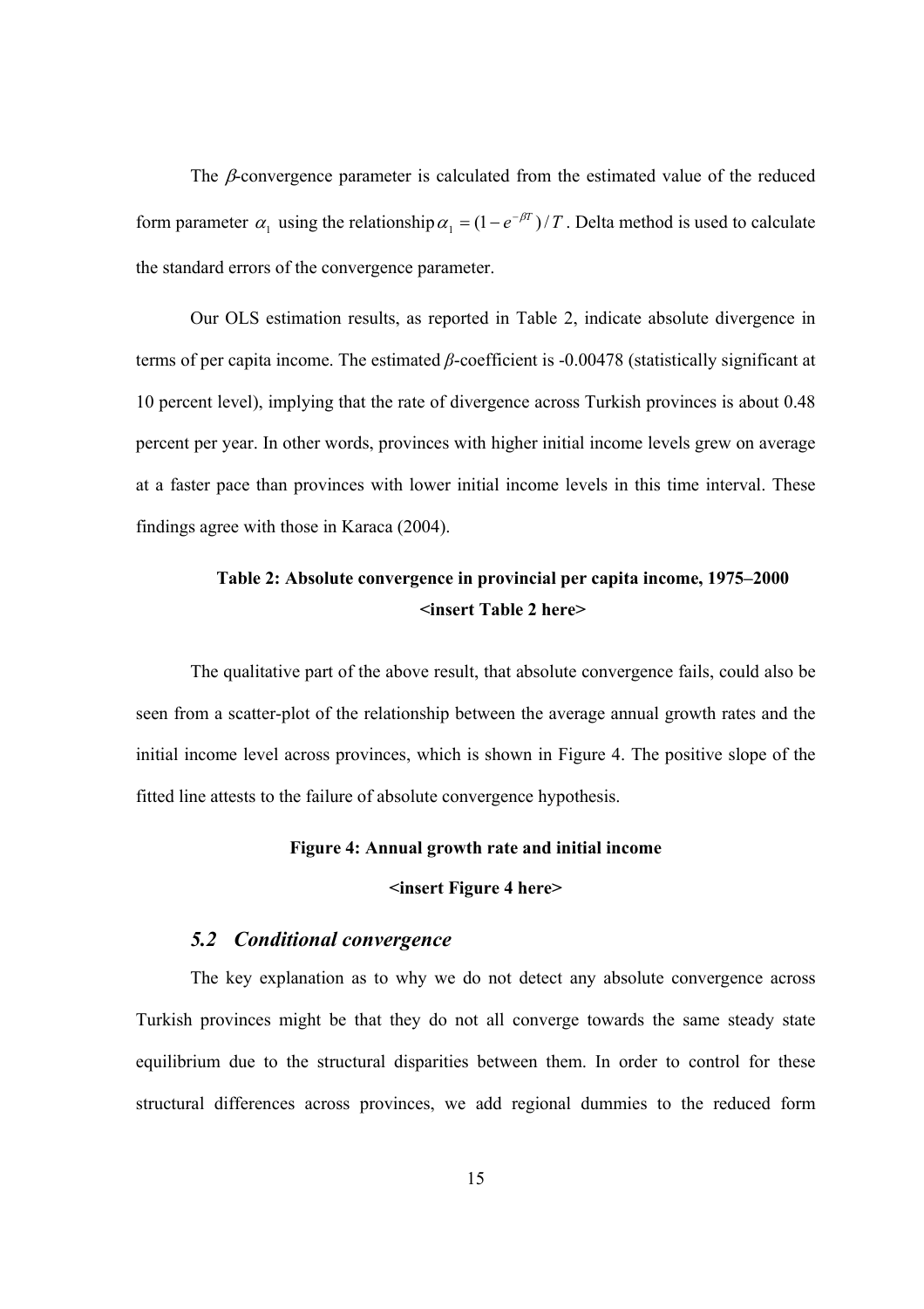The $\beta$-convergence parameter is calculated from the estimated value of the reduced form parameter $\alpha_1$ using the relationship $\alpha_1 = (1 - e^{-\beta T}) / T$. Delta method is used to calculate the standard errors of the convergence parameter.

Our OLS estimation results, as reported in Table 2, indicate absolute divergence in terms of per capita income. The estimated $\beta$-coefficient is -0.00478 (statistically significant at 10 percent level), implying that the rate of divergence across Turkish provinces is about 0.48 percent per year. In other words, provinces with higher initial income levels grew on average at a faster pace than provinces with lower initial income levels in this time interval. These findings agree with those in Karaca (2004).

**Table 2: Absolute convergence in provincial per capita income, 1975–2000**

**<insert Table 2 here>**

The qualitative part of the above result, that absolute convergence fails, could also be seen from a scatter-plot of the relationship between the average annual growth rates and the initial income level across provinces, which is shown in Figure 4. The positive slope of the fitted line attests to the failure of absolute convergence hypothesis.

**Figure 4: Annual growth rate and initial income**

**<insert Figure 4 here>**

### *5.2 Conditional convergence*

The key explanation as to why we do not detect any absolute convergence across Turkish provinces might be that they do not all converge towards the same steady state equilibrium due to the structural disparities between them. In order to control for these structural differences across provinces, we add regional dummies to the reduced form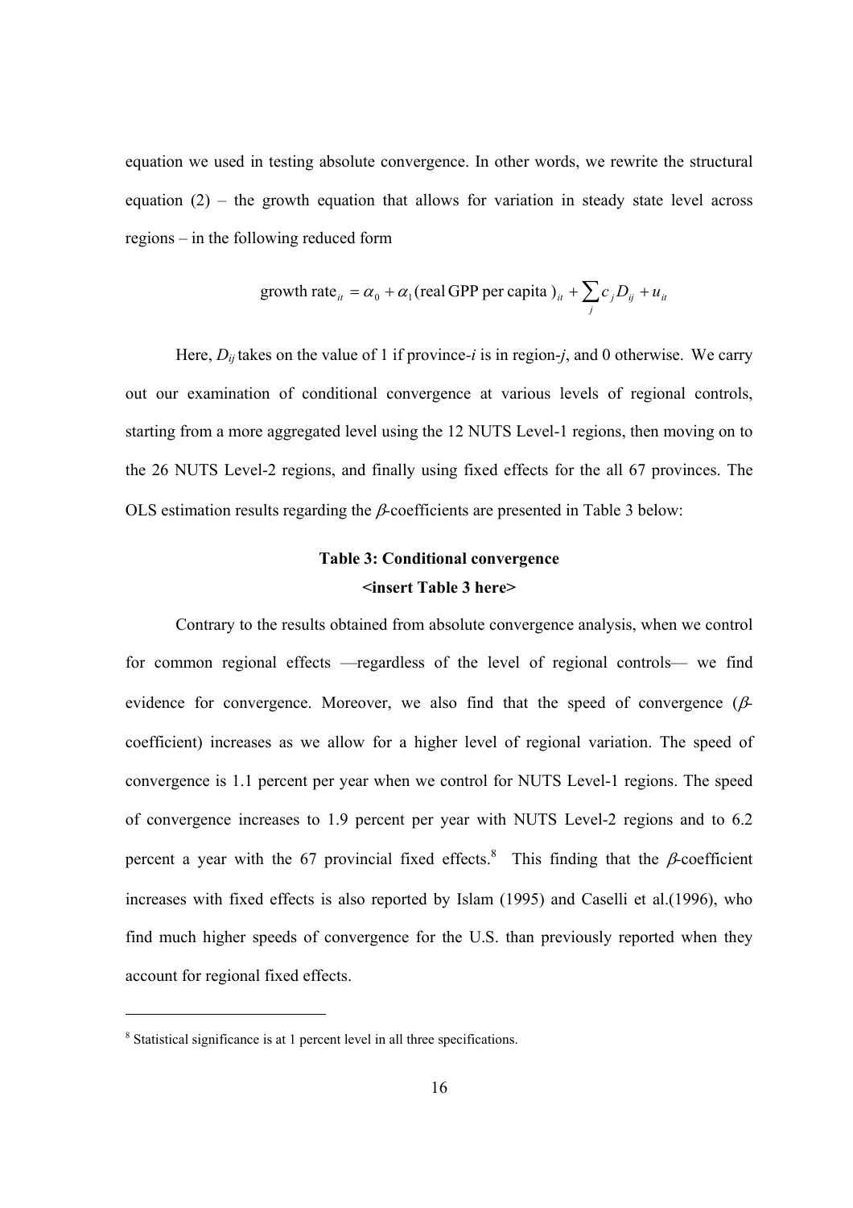equation we used in testing absolute convergence. In other words, we rewrite the structural equation (2) – the growth equation that allows for variation in steady state level across regions – in the following reduced form

$$\text{growth rate}_{it} = \alpha_0 + \alpha_1 (\text{real GPP per capita})_{it} + \sum_j c_j D_{ij} + u_{it}$$

Here, $D_{ij}$ takes on the value of 1 if province-$i$ is in region-$j$, and 0 otherwise. We carry out our examination of conditional convergence at various levels of regional controls, starting from a more aggregated level using the 12 NUTS Level-1 regions, then moving on to the 26 NUTS Level-2 regions, and finally using fixed effects for the all 67 provinces. The OLS estimation results regarding the $\beta$-coefficients are presented in Table 3 below:

**Table 3: Conditional convergence**

**<insert Table 3 here>**

Contrary to the results obtained from absolute convergence analysis, when we control for common regional effects —regardless of the level of regional controls— we find evidence for convergence. Moreover, we also find that the speed of convergence ($\beta$-coefficient) increases as we allow for a higher level of regional variation. The speed of convergence is 1.1 percent per year when we control for NUTS Level-1 regions. The speed of convergence increases to 1.9 percent per year with NUTS Level-2 regions and to 6.2 percent a year with the 67 provincial fixed effects.[8] This finding that the $\beta$-coefficient increases with fixed effects is also reported by Islam (1995) and Caselli et al.(1996), who find much higher speeds of convergence for the U.S. than previously reported when they account for regional fixed effects.

[8] Statistical significance is at 1 percent level in all three specifications.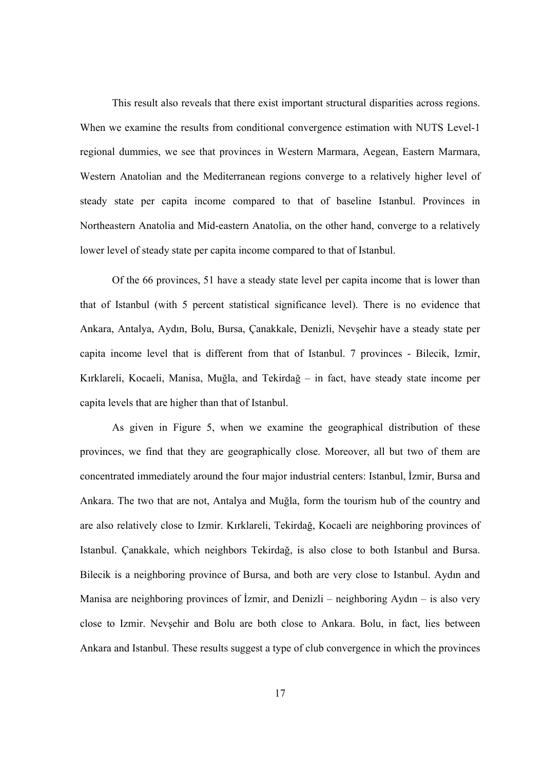This result also reveals that there exist important structural disparities across regions. When we examine the results from conditional convergence estimation with NUTS Level-1 regional dummies, we see that provinces in Western Marmara, Aegean, Eastern Marmara, Western Anatolian and the Mediterranean regions converge to a relatively higher level of steady state per capita income compared to that of baseline Istanbul. Provinces in Northeastern Anatolia and Mid-eastern Anatolia, on the other hand, converge to a relatively lower level of steady state per capita income compared to that of Istanbul.

Of the 66 provinces, 51 have a steady state level per capita income that is lower than that of Istanbul (with 5 percent statistical significance level). There is no evidence that Ankara, Antalya, Aydın, Bolu, Bursa, Çanakkale, Denizli, Nevşehir have a steady state per capita income level that is different from that of Istanbul. 7 provinces - Bilecik, Izmir, Kırklareli, Kocaeli, Manisa, Muğla, and Tekirdağ – in fact, have steady state income per capita levels that are higher than that of Istanbul.

As given in Figure 5, when we examine the geographical distribution of these provinces, we find that they are geographically close. Moreover, all but two of them are concentrated immediately around the four major industrial centers: Istanbul, İzmir, Bursa and Ankara. The two that are not, Antalya and Muğla, form the tourism hub of the country and are also relatively close to Izmir. Kırklareli, Tekirdağ, Kocaeli are neighboring provinces of Istanbul. Çanakkale, which neighbors Tekirdağ, is also close to both Istanbul and Bursa. Bilecik is a neighboring province of Bursa, and both are very close to Istanbul. Aydın and Manisa are neighboring provinces of İzmir, and Denizli – neighboring Aydın – is also very close to Izmir. Nevşehir and Bolu are both close to Ankara. Bolu, in fact, lies between Ankara and Istanbul. These results suggest a type of club convergence in which the provinces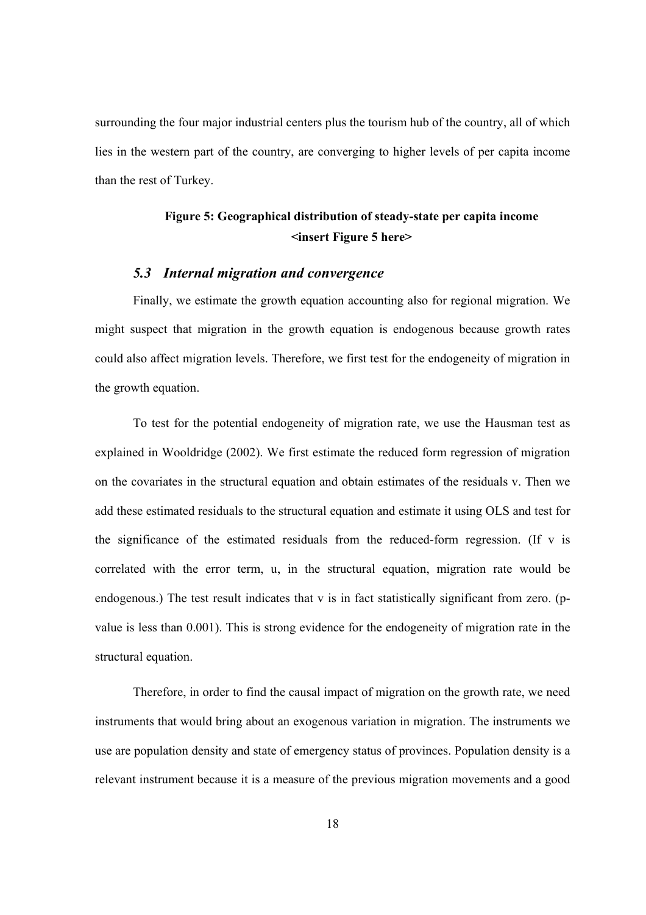surrounding the four major industrial centers plus the tourism hub of the country, all of which lies in the western part of the country, are converging to higher levels of per capita income than the rest of Turkey.

**Figure 5: Geographical distribution of steady-state per capita income**
**<insert Figure 5 here>**

### *5.3 Internal migration and convergence*

Finally, we estimate the growth equation accounting also for regional migration. We might suspect that migration in the growth equation is endogenous because growth rates could also affect migration levels. Therefore, we first test for the endogeneity of migration in the growth equation.

To test for the potential endogeneity of migration rate, we use the Hausman test as explained in Wooldridge (2002). We first estimate the reduced form regression of migration on the covariates in the structural equation and obtain estimates of the residuals v. Then we add these estimated residuals to the structural equation and estimate it using OLS and test for the significance of the estimated residuals from the reduced-form regression. (If v is correlated with the error term, u, in the structural equation, migration rate would be endogenous.) The test result indicates that v is in fact statistically significant from zero. (p-value is less than 0.001). This is strong evidence for the endogeneity of migration rate in the structural equation.

Therefore, in order to find the causal impact of migration on the growth rate, we need instruments that would bring about an exogenous variation in migration. The instruments we use are population density and state of emergency status of provinces. Population density is a relevant instrument because it is a measure of the previous migration movements and a good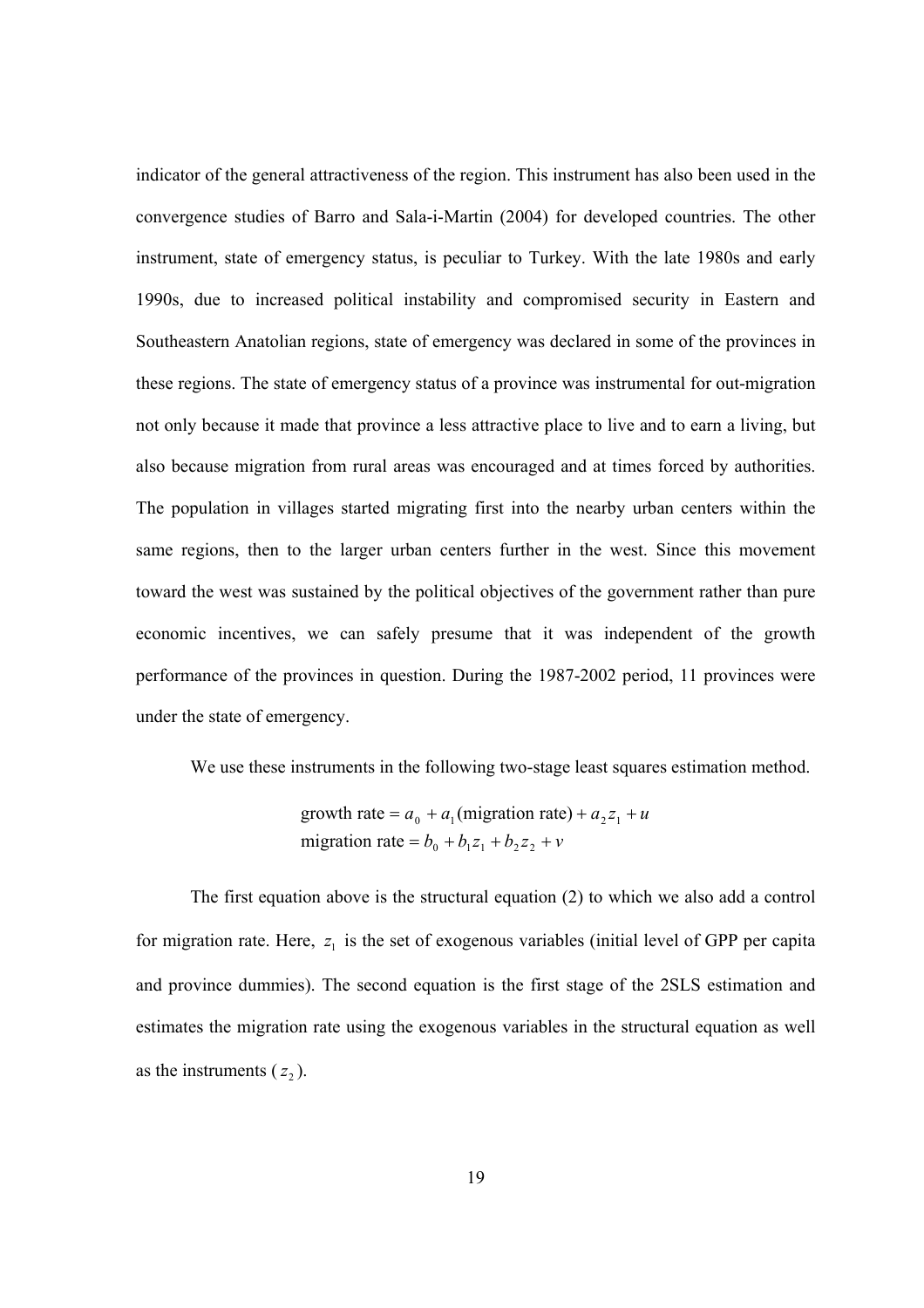indicator of the general attractiveness of the region. This instrument has also been used in the convergence studies of Barro and Sala-i-Martin (2004) for developed countries. The other instrument, state of emergency status, is peculiar to Turkey. With the late 1980s and early 1990s, due to increased political instability and compromised security in Eastern and Southeastern Anatolian regions, state of emergency was declared in some of the provinces in these regions. The state of emergency status of a province was instrumental for out-migration not only because it made that province a less attractive place to live and to earn a living, but also because migration from rural areas was encouraged and at times forced by authorities. The population in villages started migrating first into the nearby urban centers within the same regions, then to the larger urban centers further in the west. Since this movement toward the west was sustained by the political objectives of the government rather than pure economic incentives, we can safely presume that it was independent of the growth performance of the provinces in question. During the 1987-2002 period, 11 provinces were under the state of emergency.

We use these instruments in the following two-stage least squares estimation method.

$$\text{growth rate} = a_0 + a_1(\text{migration rate}) + a_2 z_1 + u$$
$$\text{migration rate} = b_0 + b_1 z_1 + b_2 z_2 + v$$

The first equation above is the structural equation (2) to which we also add a control for migration rate. Here, $z_1$ is the set of exogenous variables (initial level of GPP per capita and province dummies). The second equation is the first stage of the 2SLS estimation and estimates the migration rate using the exogenous variables in the structural equation as well as the instruments ($z_2$).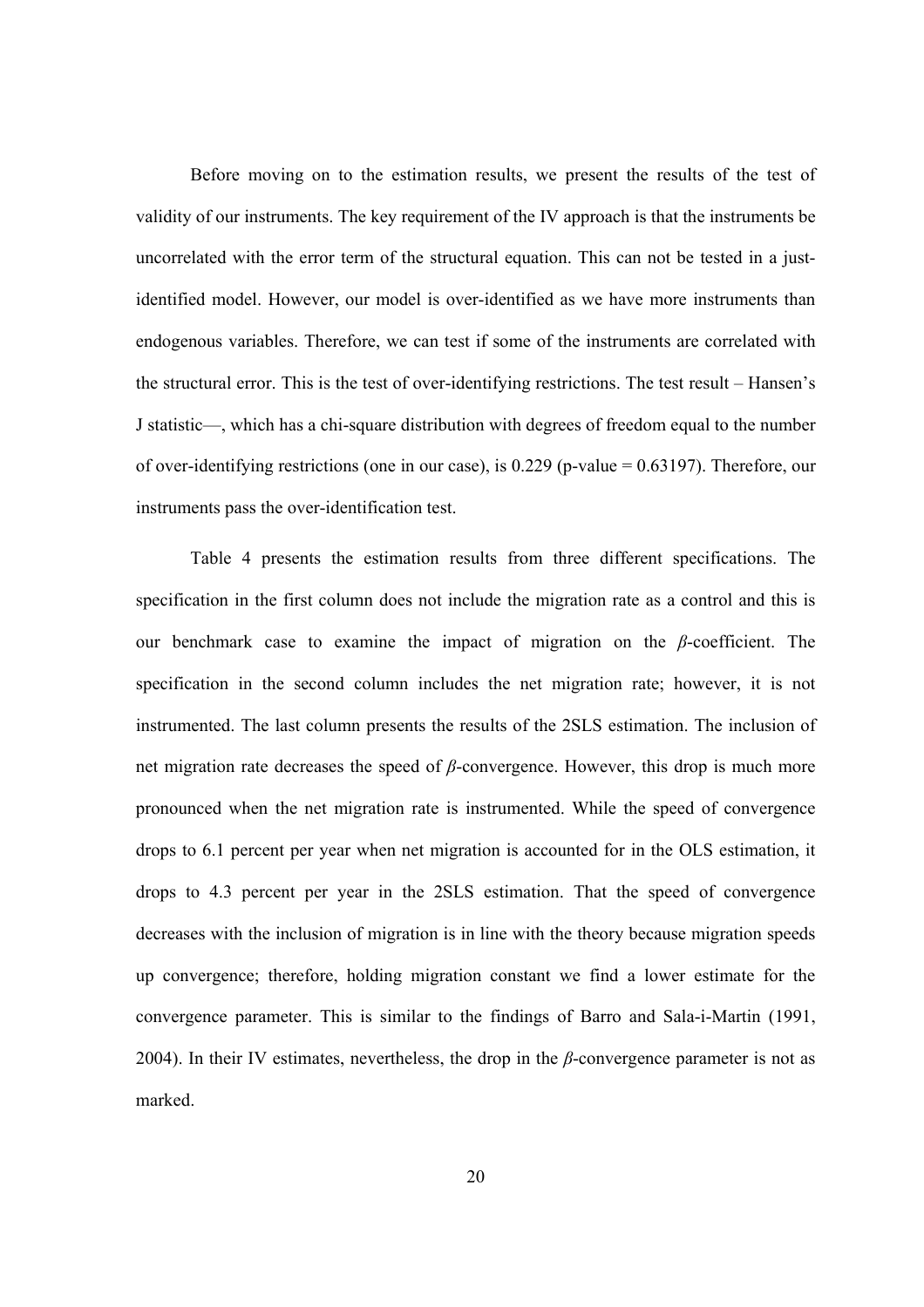Before moving on to the estimation results, we present the results of the test of validity of our instruments. The key requirement of the IV approach is that the instruments be uncorrelated with the error term of the structural equation. This can not be tested in a just-identified model. However, our model is over-identified as we have more instruments than endogenous variables. Therefore, we can test if some of the instruments are correlated with the structural error. This is the test of over-identifying restrictions. The test result – Hansen's J statistic—, which has a chi-square distribution with degrees of freedom equal to the number of over-identifying restrictions (one in our case), is 0.229 (p-value = 0.63197). Therefore, our instruments pass the over-identification test.

Table 4 presents the estimation results from three different specifications. The specification in the first column does not include the migration rate as a control and this is our benchmark case to examine the impact of migration on the *β*-coefficient. The specification in the second column includes the net migration rate; however, it is not instrumented. The last column presents the results of the 2SLS estimation. The inclusion of net migration rate decreases the speed of *β*-convergence. However, this drop is much more pronounced when the net migration rate is instrumented. While the speed of convergence drops to 6.1 percent per year when net migration is accounted for in the OLS estimation, it drops to 4.3 percent per year in the 2SLS estimation. That the speed of convergence decreases with the inclusion of migration is in line with the theory because migration speeds up convergence; therefore, holding migration constant we find a lower estimate for the convergence parameter. This is similar to the findings of Barro and Sala-i-Martin (1991, 2004). In their IV estimates, nevertheless, the drop in the *β*-convergence parameter is not as marked.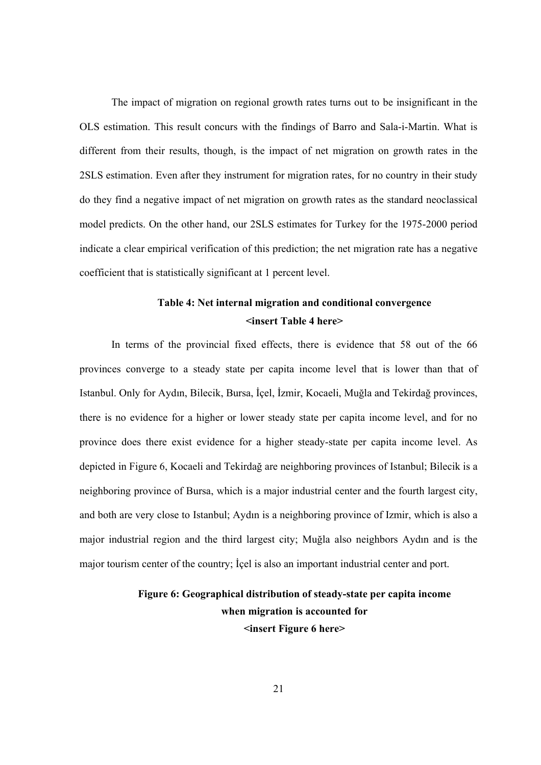The impact of migration on regional growth rates turns out to be insignificant in the OLS estimation. This result concurs with the findings of Barro and Sala-i-Martin. What is different from their results, though, is the impact of net migration on growth rates in the 2SLS estimation. Even after they instrument for migration rates, for no country in their study do they find a negative impact of net migration on growth rates as the standard neoclassical model predicts. On the other hand, our 2SLS estimates for Turkey for the 1975-2000 period indicate a clear empirical verification of this prediction; the net migration rate has a negative coefficient that is statistically significant at 1 percent level.

**Table 4: Net internal migration and conditional convergence**

**<insert Table 4 here>**

In terms of the provincial fixed effects, there is evidence that 58 out of the 66 provinces converge to a steady state per capita income level that is lower than that of Istanbul. Only for Aydın, Bilecik, Bursa, İçel, İzmir, Kocaeli, Muğla and Tekirdağ provinces, there is no evidence for a higher or lower steady state per capita income level, and for no province does there exist evidence for a higher steady-state per capita income level. As depicted in Figure 6, Kocaeli and Tekirdağ are neighboring provinces of Istanbul; Bilecik is a neighboring province of Bursa, which is a major industrial center and the fourth largest city, and both are very close to Istanbul; Aydın is a neighboring province of Izmir, which is also a major industrial region and the third largest city; Muğla also neighbors Aydın and is the major tourism center of the country; İçel is also an important industrial center and port.

**Figure 6: Geographical distribution of steady-state per capita income when migration is accounted for**

**<insert Figure 6 here>**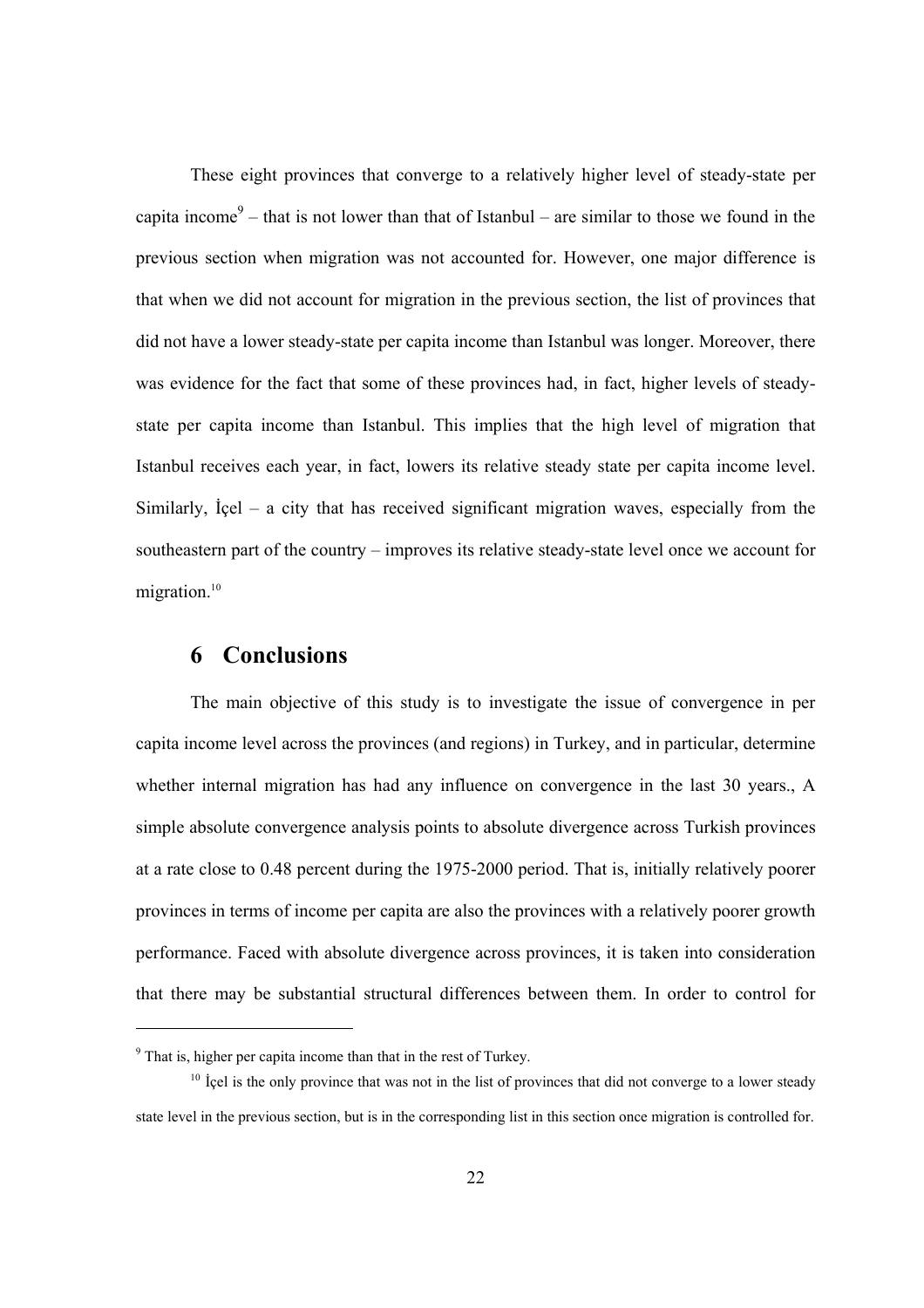These eight provinces that converge to a relatively higher level of steady-state per capita income[9] – that is not lower than that of Istanbul – are similar to those we found in the previous section when migration was not accounted for. However, one major difference is that when we did not account for migration in the previous section, the list of provinces that did not have a lower steady-state per capita income than Istanbul was longer. Moreover, there was evidence for the fact that some of these provinces had, in fact, higher levels of steady-state per capita income than Istanbul. This implies that the high level of migration that Istanbul receives each year, in fact, lowers its relative steady state per capita income level. Similarly, İçel – a city that has received significant migration waves, especially from the southeastern part of the country – improves its relative steady-state level once we account for migration.[10]

## 6 Conclusions

The main objective of this study is to investigate the issue of convergence in per capita income level across the provinces (and regions) in Turkey, and in particular, determine whether internal migration has had any influence on convergence in the last 30 years., A simple absolute convergence analysis points to absolute divergence across Turkish provinces at a rate close to 0.48 percent during the 1975-2000 period. That is, initially relatively poorer provinces in terms of income per capita are also the provinces with a relatively poorer growth performance. Faced with absolute divergence across provinces, it is taken into consideration that there may be substantial structural differences between them. In order to control for

---

[9] That is, higher per capita income than that in the rest of Turkey.

[10] İçel is the only province that was not in the list of provinces that did not converge to a lower steady state level in the previous section, but is in the corresponding list in this section once migration is controlled for.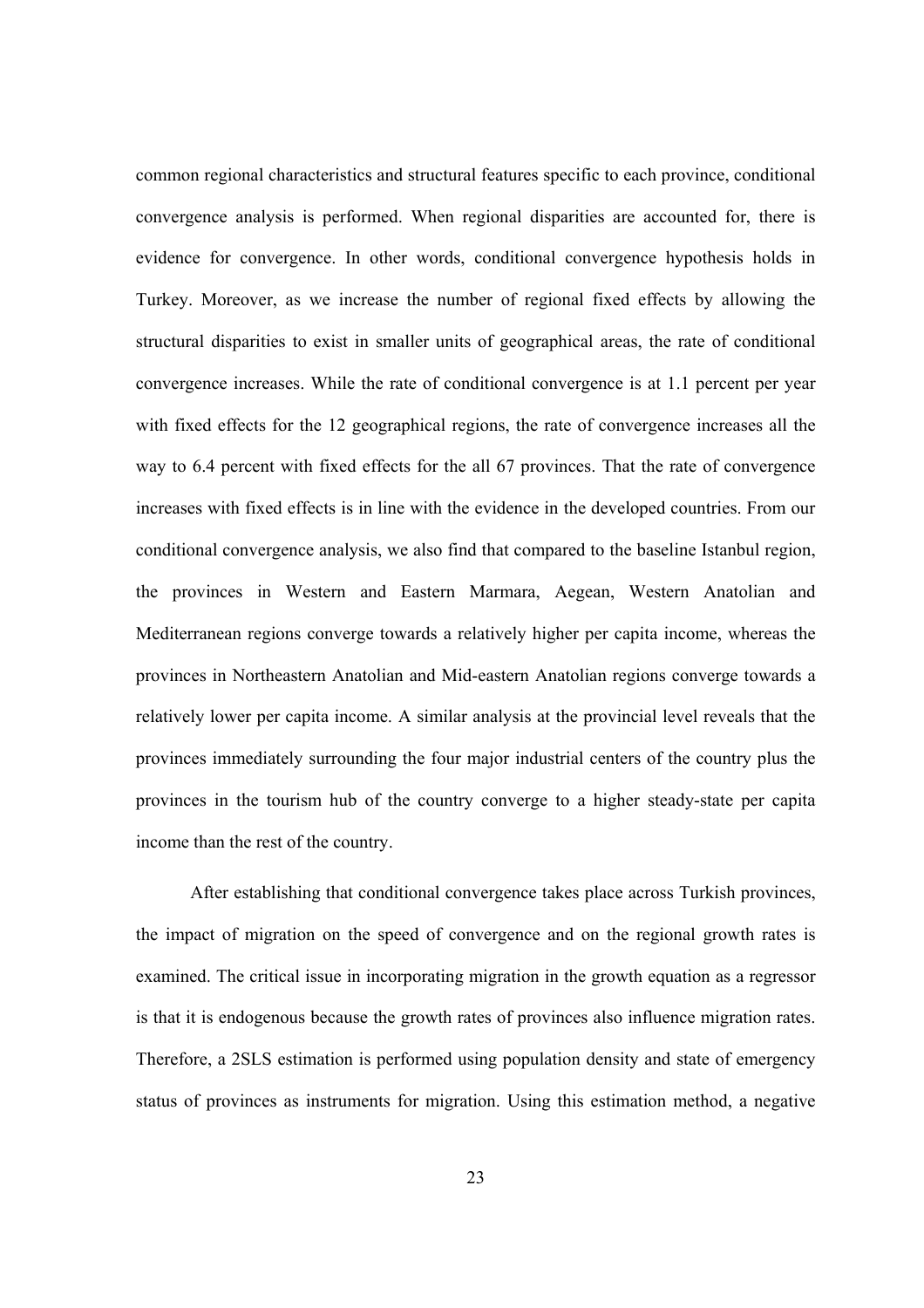common regional characteristics and structural features specific to each province, conditional convergence analysis is performed. When regional disparities are accounted for, there is evidence for convergence. In other words, conditional convergence hypothesis holds in Turkey. Moreover, as we increase the number of regional fixed effects by allowing the structural disparities to exist in smaller units of geographical areas, the rate of conditional convergence increases. While the rate of conditional convergence is at 1.1 percent per year with fixed effects for the 12 geographical regions, the rate of convergence increases all the way to 6.4 percent with fixed effects for the all 67 provinces. That the rate of convergence increases with fixed effects is in line with the evidence in the developed countries. From our conditional convergence analysis, we also find that compared to the baseline Istanbul region, the provinces in Western and Eastern Marmara, Aegean, Western Anatolian and Mediterranean regions converge towards a relatively higher per capita income, whereas the provinces in Northeastern Anatolian and Mid-eastern Anatolian regions converge towards a relatively lower per capita income. A similar analysis at the provincial level reveals that the provinces immediately surrounding the four major industrial centers of the country plus the provinces in the tourism hub of the country converge to a higher steady-state per capita income than the rest of the country.

After establishing that conditional convergence takes place across Turkish provinces, the impact of migration on the speed of convergence and on the regional growth rates is examined. The critical issue in incorporating migration in the growth equation as a regressor is that it is endogenous because the growth rates of provinces also influence migration rates. Therefore, a 2SLS estimation is performed using population density and state of emergency status of provinces as instruments for migration. Using this estimation method, a negative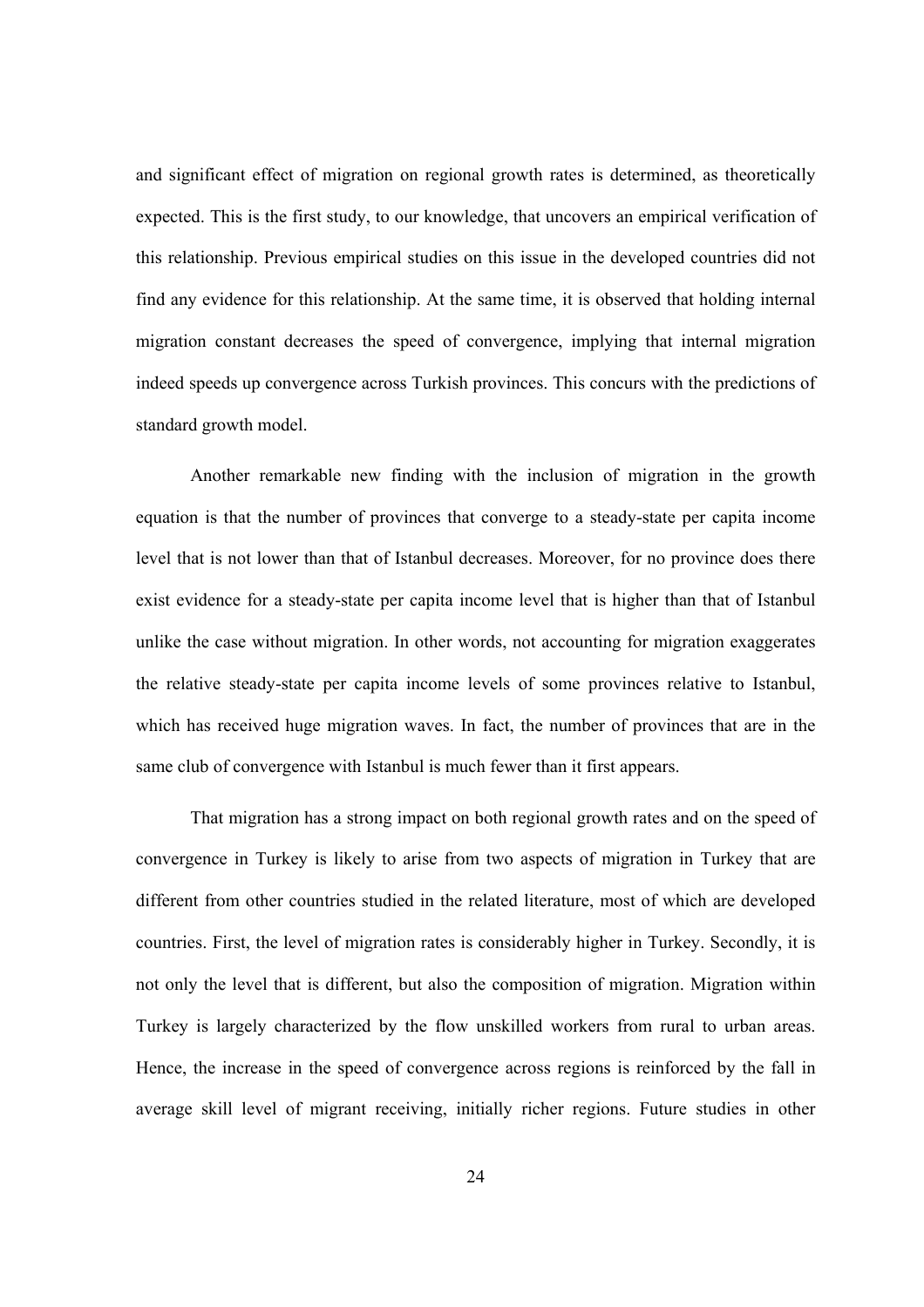and significant effect of migration on regional growth rates is determined, as theoretically expected. This is the first study, to our knowledge, that uncovers an empirical verification of this relationship. Previous empirical studies on this issue in the developed countries did not find any evidence for this relationship. At the same time, it is observed that holding internal migration constant decreases the speed of convergence, implying that internal migration indeed speeds up convergence across Turkish provinces. This concurs with the predictions of standard growth model.

Another remarkable new finding with the inclusion of migration in the growth equation is that the number of provinces that converge to a steady-state per capita income level that is not lower than that of Istanbul decreases. Moreover, for no province does there exist evidence for a steady-state per capita income level that is higher than that of Istanbul unlike the case without migration. In other words, not accounting for migration exaggerates the relative steady-state per capita income levels of some provinces relative to Istanbul, which has received huge migration waves. In fact, the number of provinces that are in the same club of convergence with Istanbul is much fewer than it first appears.

That migration has a strong impact on both regional growth rates and on the speed of convergence in Turkey is likely to arise from two aspects of migration in Turkey that are different from other countries studied in the related literature, most of which are developed countries. First, the level of migration rates is considerably higher in Turkey. Secondly, it is not only the level that is different, but also the composition of migration. Migration within Turkey is largely characterized by the flow unskilled workers from rural to urban areas. Hence, the increase in the speed of convergence across regions is reinforced by the fall in average skill level of migrant receiving, initially richer regions. Future studies in other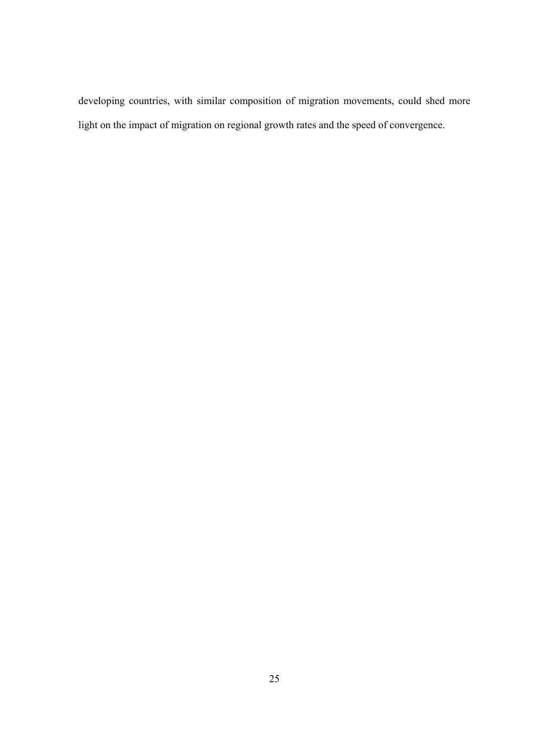developing countries, with similar composition of migration movements, could shed more light on the impact of migration on regional growth rates and the speed of convergence.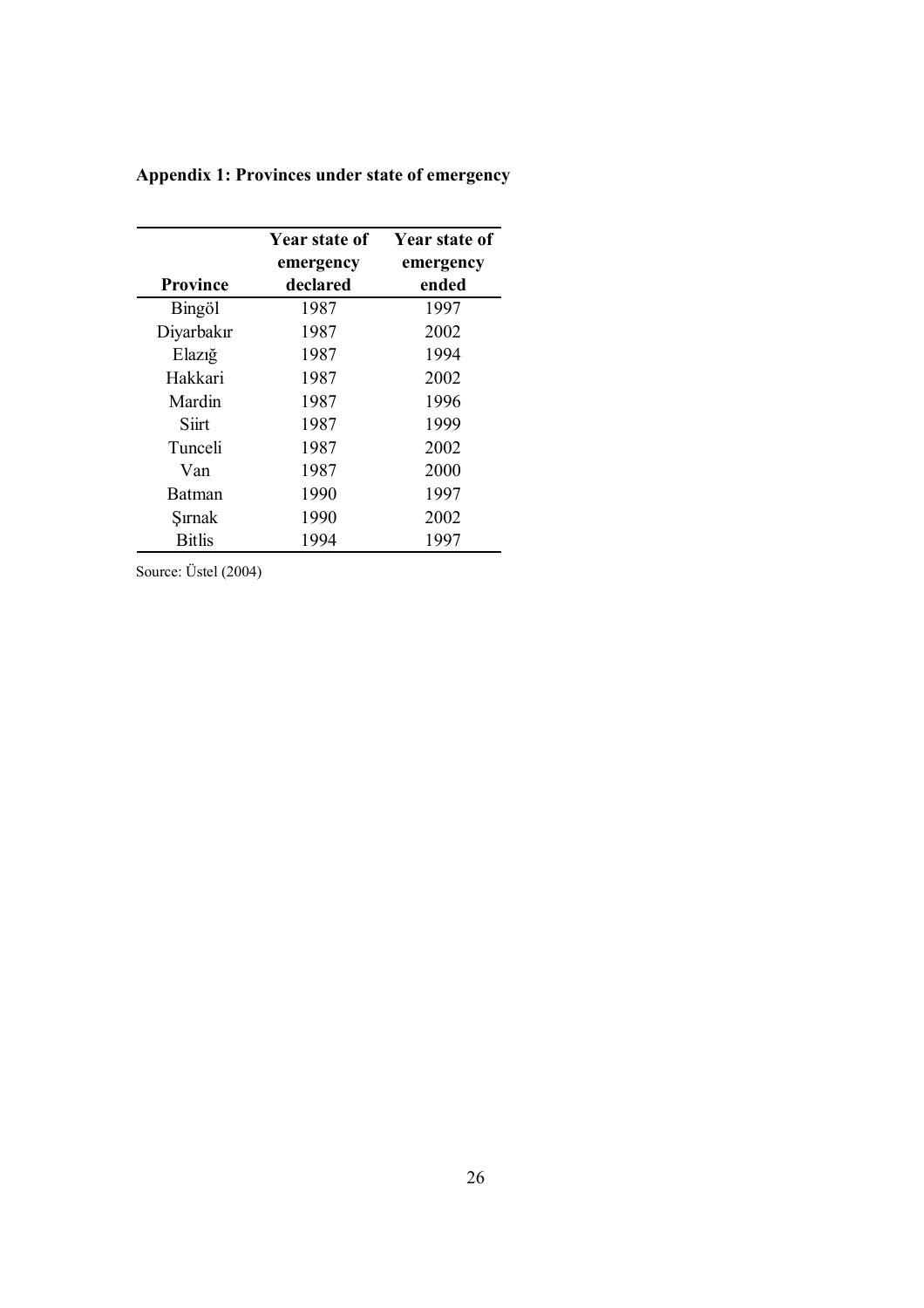**Appendix 1: Provinces under state of emergency**

| Province | Year state of emergency declared | Year state of emergency ended |
|---|---|---|
| Bingöl | 1987 | 1997 |
| Diyarbakır | 1987 | 2002 |
| Elazığ | 1987 | 1994 |
| Hakkari | 1987 | 2002 |
| Mardin | 1987 | 1996 |
| Siirt | 1987 | 1999 |
| Tunceli | 1987 | 2002 |
| Van | 1987 | 2000 |
| Batman | 1990 | 1997 |
| Şırnak | 1990 | 2002 |
| Bitlis | 1994 | 1997 |

Source: Üstel (2004)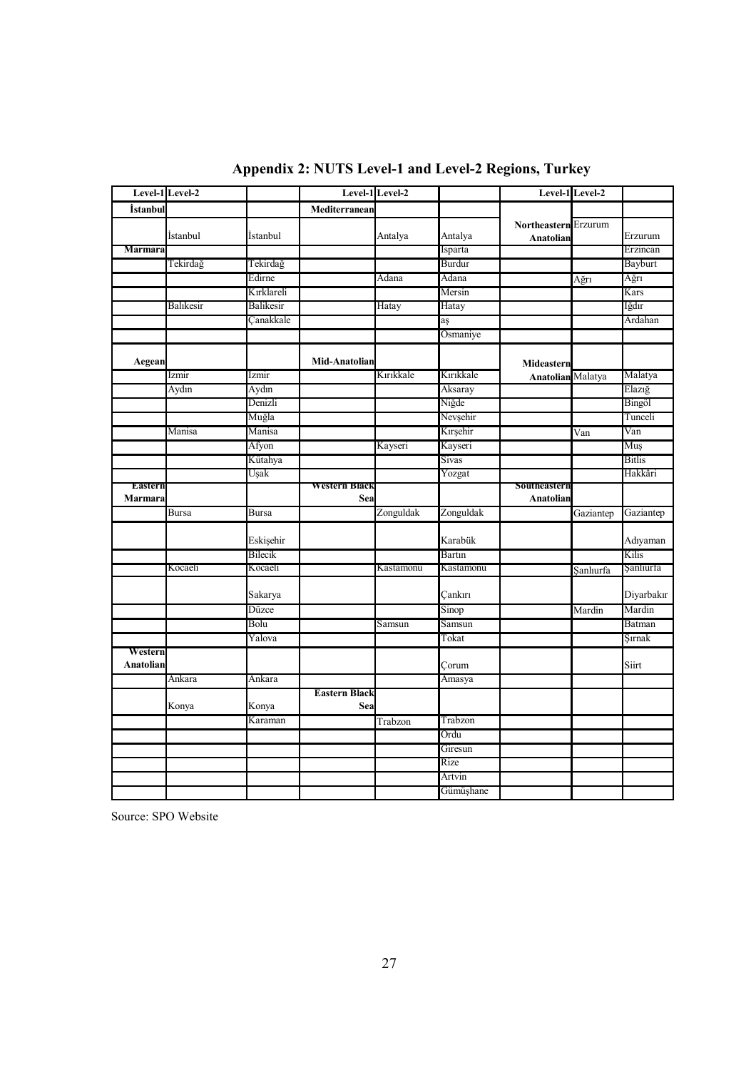## Appendix 2: NUTS Level-1 and Level-2 Regions, Turkey

| Level-1 | Level-2 | | Level-1 | Level-2 | | Level-1 | Level-2 | |
|---|---|---|---|---|---|---|---|---|
| **İstanbul** | | | **Mediterranean** | | | | | |
| | İstanbul | İstanbul | | Antalya | Antalya | **Northeastern Anatolian** | Erzurum | Erzurum |
| **Marmara** | | | | | Isparta | | | Erzincan |
| | Tekirdağ | Tekirdağ | | | Burdur | | | Bayburt |
| | | Edirne | | Adana | Adana | | Ağrı | Ağrı |
| | | Kırklareli | | | Mersin | | | Kars |
| | Balıkesir | Balıkesir | | Hatay | Hatay | | | Iğdır |
| | | Çanakkale | | | aş | | | Ardahan |
| | | | | | Osmaniye | | | |
| **Aegean** | | | **Mid-Anatolian** | | | **Mideastern Anatolian** | Malatya | Malatya |
| | Izmir | Izmir | | Kırıkkale | Kırıkkale | | | Elazığ |
| | Aydın | Aydın | | | Aksaray | | | Bingöl |
| | | Denizli | | | Niğde | | | Tunceli |
| | | Muğla | | | Nevşehir | | | |
| | Manisa | Manisa | | | Kırşehir | | Van | Van |
| | | Afyon | | Kayseri | Kayseri | | | Muş |
| | | Kütahya | | | Sivas | | | Bitlis |
| | | Uşak | | | Yozgat | | | Hakkâri |
| **Eastern Marmara** | | | **Western Black Sea** | | | **Southeastern Anatolian** | | |
| | Bursa | Bursa | | Zonguldak | Zonguldak | | Gaziantep | Gaziantep |
| | | Eskişehir | | | Karabük | | | Adıyaman |
| | | Bilecik | | | Bartın | | | Kilis |
| | Kocaeli | Kocaeli | | Kastamonu | Kastamonu | | Şanlıurfa | Şanlıurfa |
| | | Sakarya | | | Çankırı | | | Diyarbakır |
| | | Düzce | | | Sinop | | Mardin | Mardin |
| | | Bolu | | Samsun | Samsun | | | Batman |
| | | Yalova | | | Tokat | | | Şırnak |
| **Western Anatolian** | | | | | Çorum | | | Siirt |
| | Ankara | Ankara | | | Amasya | | | |
| | Konya | Konya | **Eastern Black Sea** | | | | | |
| | | Karaman | | Trabzon | Trabzon | | | |
| | | | | | Ordu | | | |
| | | | | | Giresun | | | |
| | | | | | Rize | | | |
| | | | | | Artvin | | | |
| | | | | | Gümüşhane | | | |

Source: SPO Website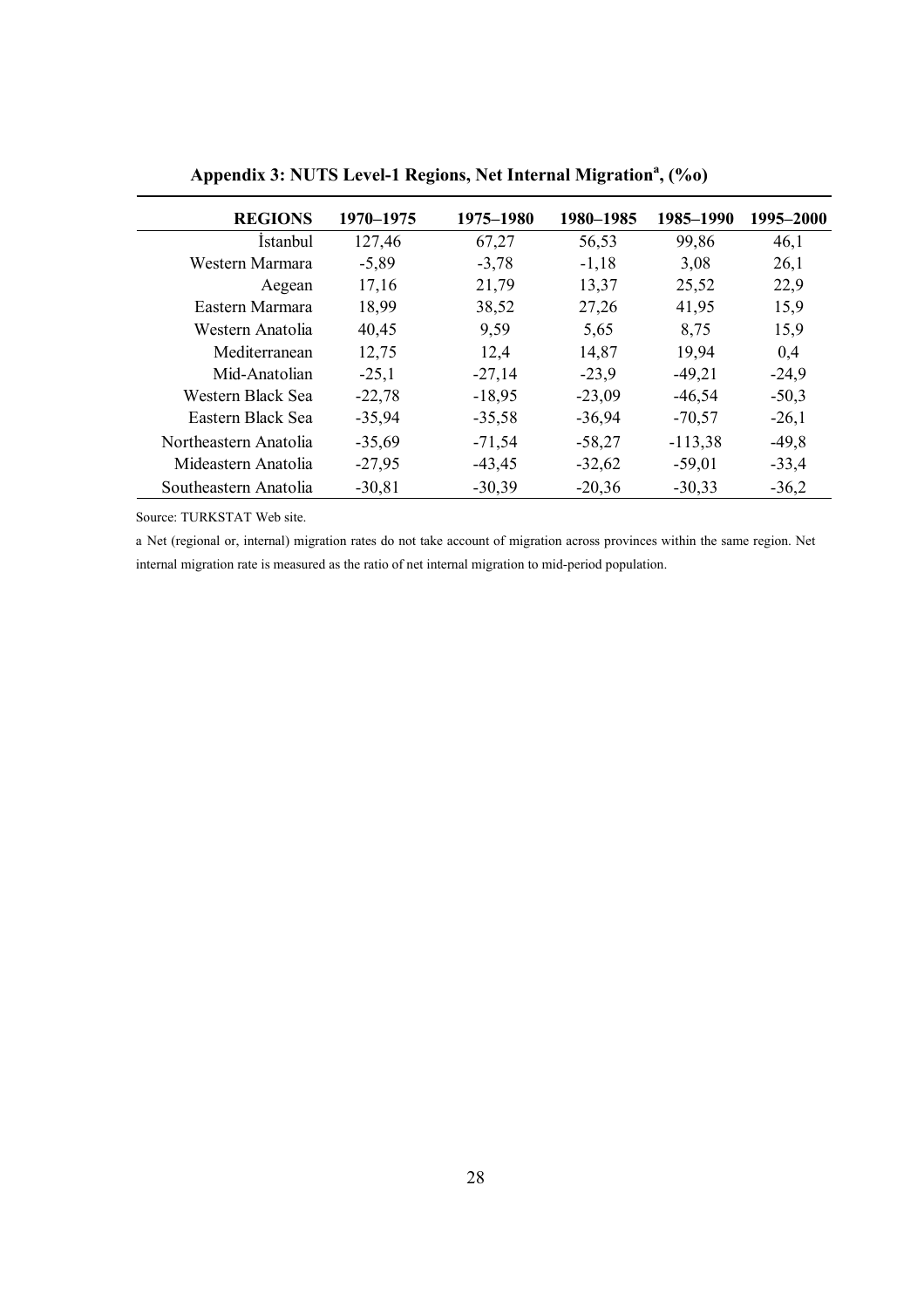## Appendix 3: NUTS Level-1 Regions, Net Internal Migration[a], (‰)

| REGIONS | 1970–1975 | 1975–1980 | 1980–1985 | 1985–1990 | 1995–2000 |
|---|---|---|---|---|---|
| İstanbul | 127,46 | 67,27 | 56,53 | 99,86 | 46,1 |
| Western Marmara | -5,89 | -3,78 | -1,18 | 3,08 | 26,1 |
| Aegean | 17,16 | 21,79 | 13,37 | 25,52 | 22,9 |
| Eastern Marmara | 18,99 | 38,52 | 27,26 | 41,95 | 15,9 |
| Western Anatolia | 40,45 | 9,59 | 5,65 | 8,75 | 15,9 |
| Mediterranean | 12,75 | 12,4 | 14,87 | 19,94 | 0,4 |
| Mid-Anatolian | -25,1 | -27,14 | -23,9 | -49,21 | -24,9 |
| Western Black Sea | -22,78 | -18,95 | -23,09 | -46,54 | -50,3 |
| Eastern Black Sea | -35,94 | -35,58 | -36,94 | -70,57 | -26,1 |
| Northeastern Anatolia | -35,69 | -71,54 | -58,27 | -113,38 | -49,8 |
| Mideastern Anatolia | -27,95 | -43,45 | -32,62 | -59,01 | -33,4 |
| Southeastern Anatolia | -30,81 | -30,39 | -20,36 | -30,33 | -36,2 |

Source: TURKSTAT Web site.

a Net (regional or, internal) migration rates do not take account of migration across provinces within the same region. Net internal migration rate is measured as the ratio of net internal migration to mid-period population.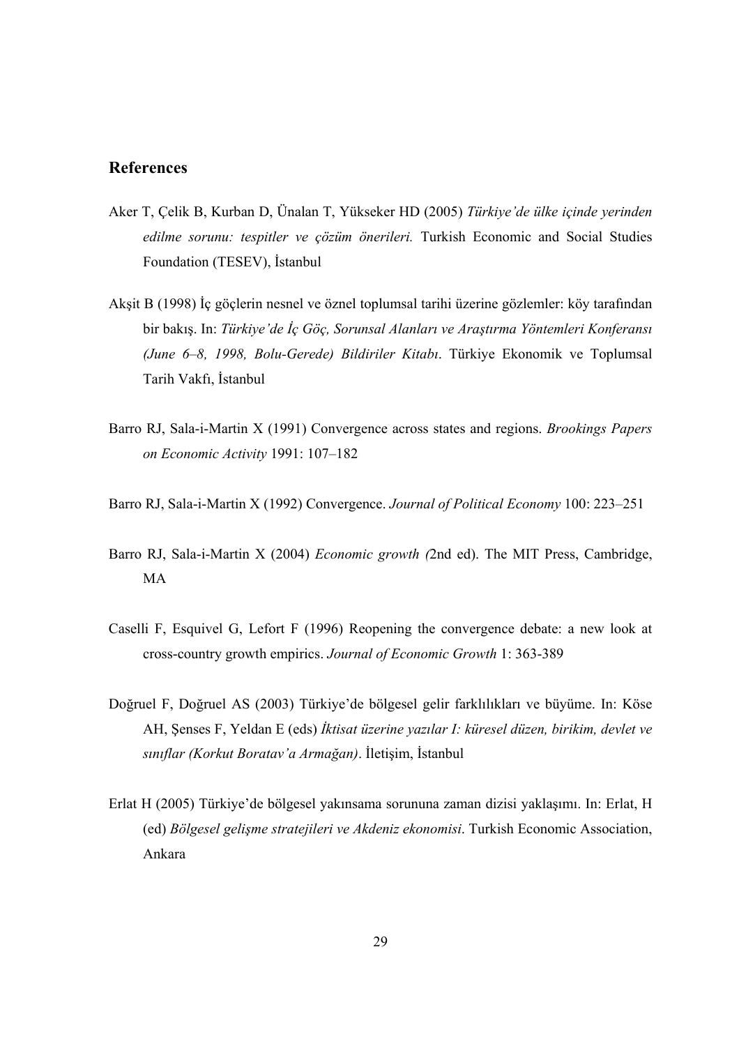## References

Aker T, Çelik B, Kurban D, Ünalan T, Yükseker HD (2005) *Türkiye'de ülke içinde yerinden edilme sorunu: tespitler ve çözüm önerileri.* Turkish Economic and Social Studies Foundation (TESEV), İstanbul

Akşit B (1998) İç göçlerin nesnel ve öznel toplumsal tarihi üzerine gözlemler: köy tarafından bir bakış. In: *Türkiye'de İç Göç, Sorunsal Alanları ve Araştırma Yöntemleri Konferansı (June 6–8, 1998, Bolu-Gerede) Bildiriler Kitabı*. Türkiye Ekonomik ve Toplumsal Tarih Vakfı, İstanbul

Barro RJ, Sala-i-Martin X (1991) Convergence across states and regions. *Brookings Papers on Economic Activity* 1991: 107–182

Barro RJ, Sala-i-Martin X (1992) Convergence. *Journal of Political Economy* 100: 223–251

Barro RJ, Sala-i-Martin X (2004) *Economic growth (*2nd ed). The MIT Press, Cambridge, MA

Caselli F, Esquivel G, Lefort F (1996) Reopening the convergence debate: a new look at cross-country growth empirics. *Journal of Economic Growth* 1: 363-389

Doğruel F, Doğruel AS (2003) Türkiye'de bölgesel gelir farklılıkları ve büyüme. In: Köse AH, Şenses F, Yeldan E (eds) *İktisat üzerine yazılar I: küresel düzen, birikim, devlet ve sınıflar (Korkut Boratav'a Armağan)*. İletişim, İstanbul

Erlat H (2005) Türkiye'de bölgesel yakınsama sorununa zaman dizisi yaklaşımı. In: Erlat, H (ed) *Bölgesel gelişme stratejileri ve Akdeniz ekonomisi*. Turkish Economic Association, Ankara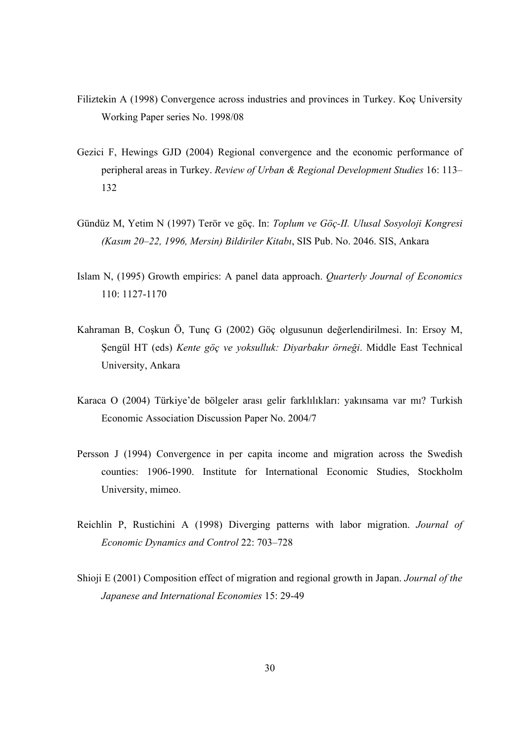Filiztekin A (1998) Convergence across industries and provinces in Turkey. Koç University Working Paper series No. 1998/08

Gezici F, Hewings GJD (2004) Regional convergence and the economic performance of peripheral areas in Turkey. *Review of Urban & Regional Development Studies* 16: 113–132

Gündüz M, Yetim N (1997) Terör ve göç. In: *Toplum ve Göç-II. Ulusal Sosyoloji Kongresi (Kasım 20–22, 1996, Mersin) Bildiriler Kitabı*, SIS Pub. No. 2046. SIS, Ankara

Islam N, (1995) Growth empirics: A panel data approach. *Quarterly Journal of Economics* 110: 1127-1170

Kahraman B, Coşkun Ö, Tunç G (2002) Göç olgusunun değerlendirilmesi. In: Ersoy M, Şengül HT (eds) *Kente göç ve yoksulluk: Diyarbakır örneği*. Middle East Technical University, Ankara

Karaca O (2004) Türkiye'de bölgeler arası gelir farklılıkları: yakınsama var mı? Turkish Economic Association Discussion Paper No. 2004/7

Persson J (1994) Convergence in per capita income and migration across the Swedish counties: 1906-1990. Institute for International Economic Studies, Stockholm University, mimeo.

Reichlin P, Rustichini A (1998) Diverging patterns with labor migration. *Journal of Economic Dynamics and Control* 22: 703–728

Shioji E (2001) Composition effect of migration and regional growth in Japan. *Journal of the Japanese and International Economies* 15: 29-49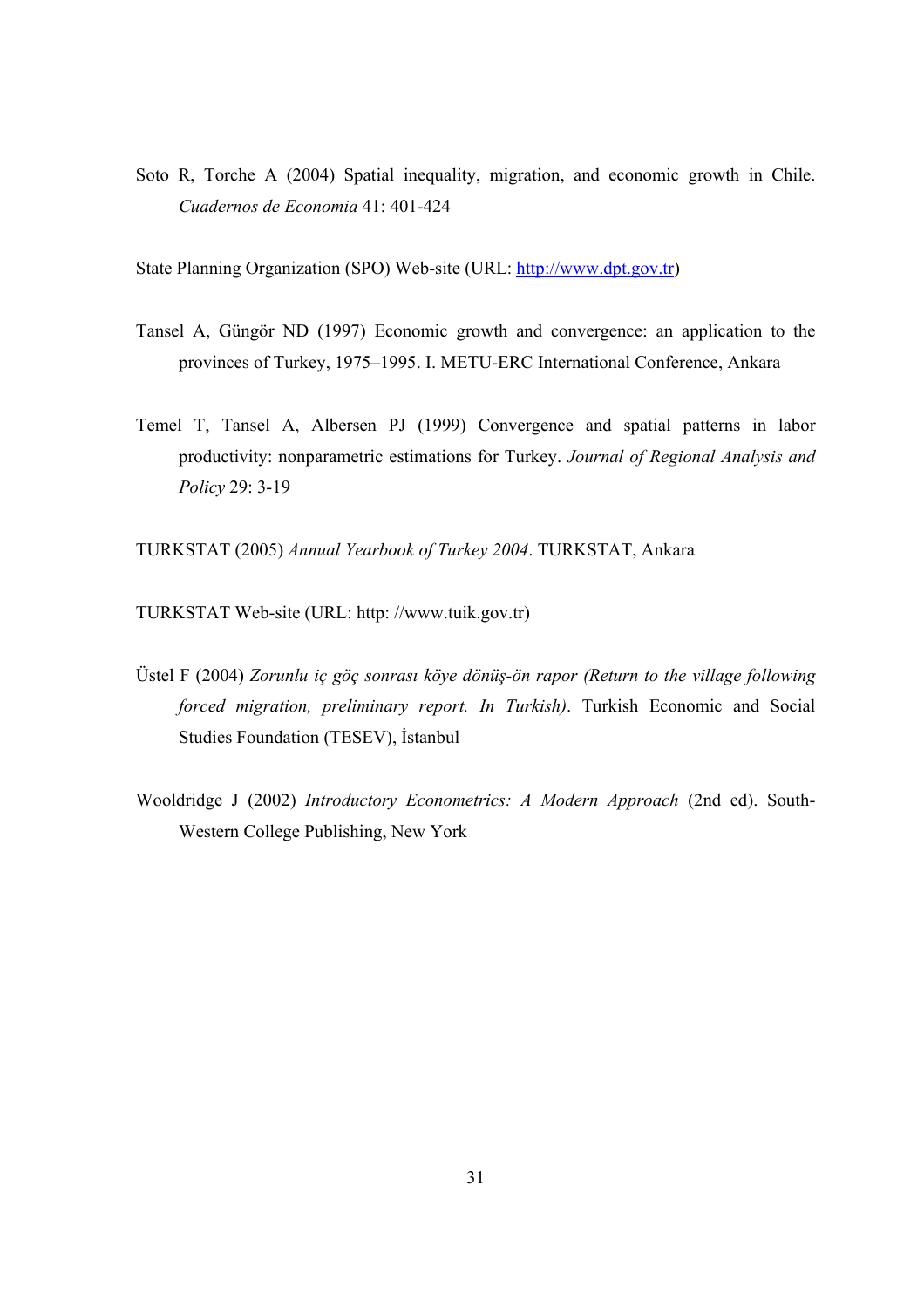Soto R, Torche A (2004) Spatial inequality, migration, and economic growth in Chile. *Cuadernos de Economia* 41: 401-424

State Planning Organization (SPO) Web-site (URL: http://www.dpt.gov.tr)

Tansel A, Güngör ND (1997) Economic growth and convergence: an application to the provinces of Turkey, 1975–1995. I. METU-ERC International Conference, Ankara

Temel T, Tansel A, Albersen PJ (1999) Convergence and spatial patterns in labor productivity: nonparametric estimations for Turkey. *Journal of Regional Analysis and Policy* 29: 3-19

TURKSTAT (2005) *Annual Yearbook of Turkey 2004*. TURKSTAT, Ankara

TURKSTAT Web-site (URL: http: //www.tuik.gov.tr)

Üstel F (2004) *Zorunlu iç göç sonrası köye dönüş-ön rapor (Return to the village following forced migration, preliminary report. In Turkish)*. Turkish Economic and Social Studies Foundation (TESEV), İstanbul

Wooldridge J (2002) *Introductory Econometrics: A Modern Approach* (2nd ed). South-Western College Publishing, New York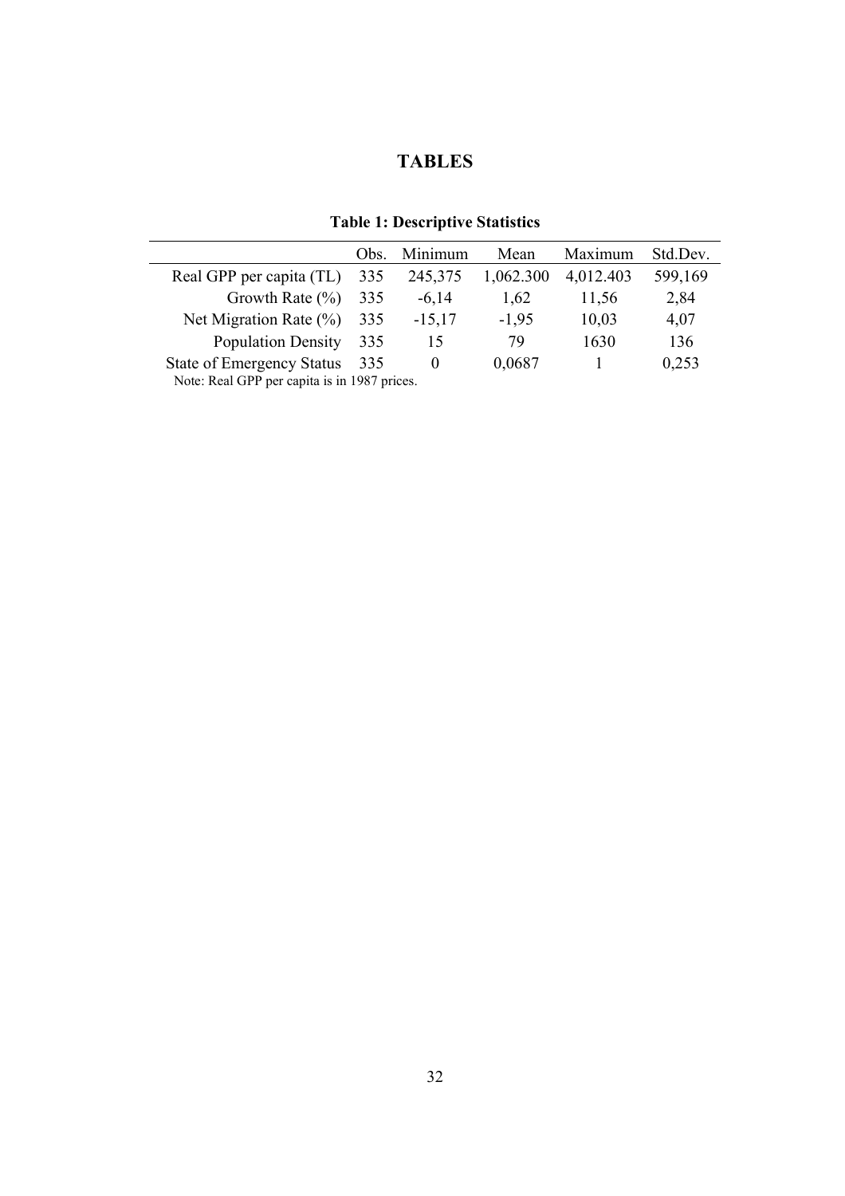# TABLES

**Table 1: Descriptive Statistics**

| | Obs. | Minimum | Mean | Maximum | Std.Dev. |
|---|---|---|---|---|---|
| Real GPP per capita (TL) | 335 | 245,375 | 1,062.300 | 4,012.403 | 599,169 |
| Growth Rate (%) | 335 | -6,14 | 1,62 | 11,56 | 2,84 |
| Net Migration Rate (%) | 335 | -15,17 | -1,95 | 10,03 | 4,07 |
| Population Density | 335 | 15 | 79 | 1630 | 136 |
| State of Emergency Status | 335 | 0 | 0,0687 | 1 | 0,253 |

Note: Real GPP per capita is in 1987 prices.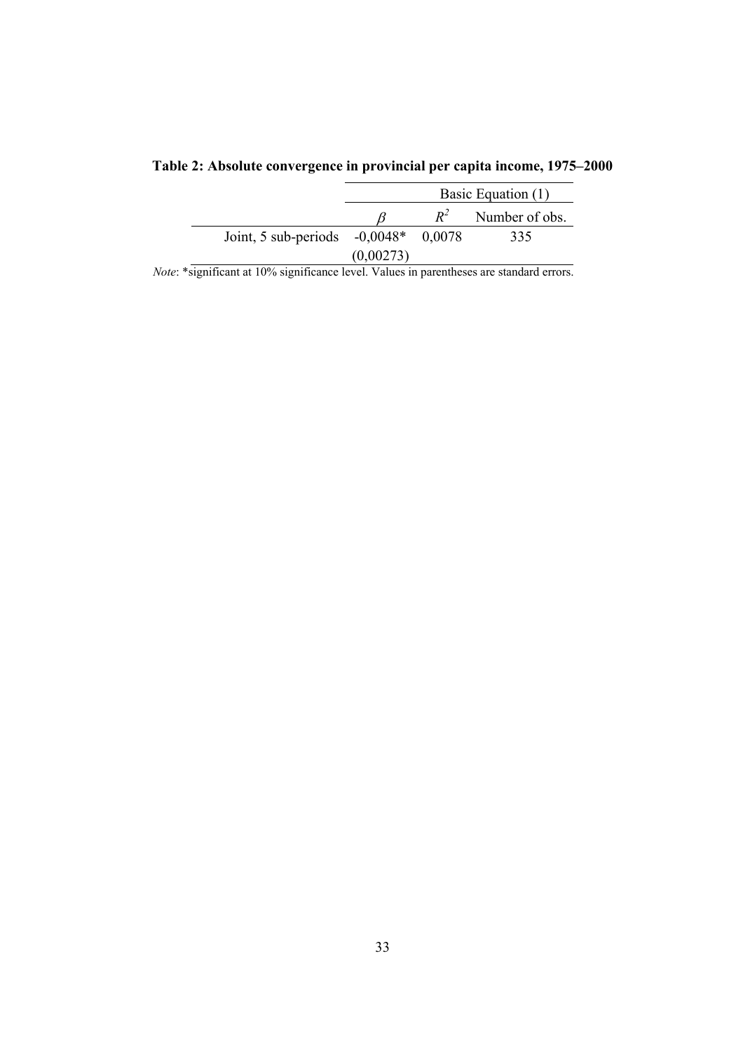**Table 2: Absolute convergence in provincial per capita income, 1975–2000**

| | Basic Equation (1) | | |
|---|---|---|---|
| | $\beta$ | $R^2$ | Number of obs. |
| Joint, 5 sub-periods | -0,0048* | 0,0078 | 335 |
| | (0,00273) | | |

*Note*: *significant at 10% significance level. Values in parentheses are standard errors.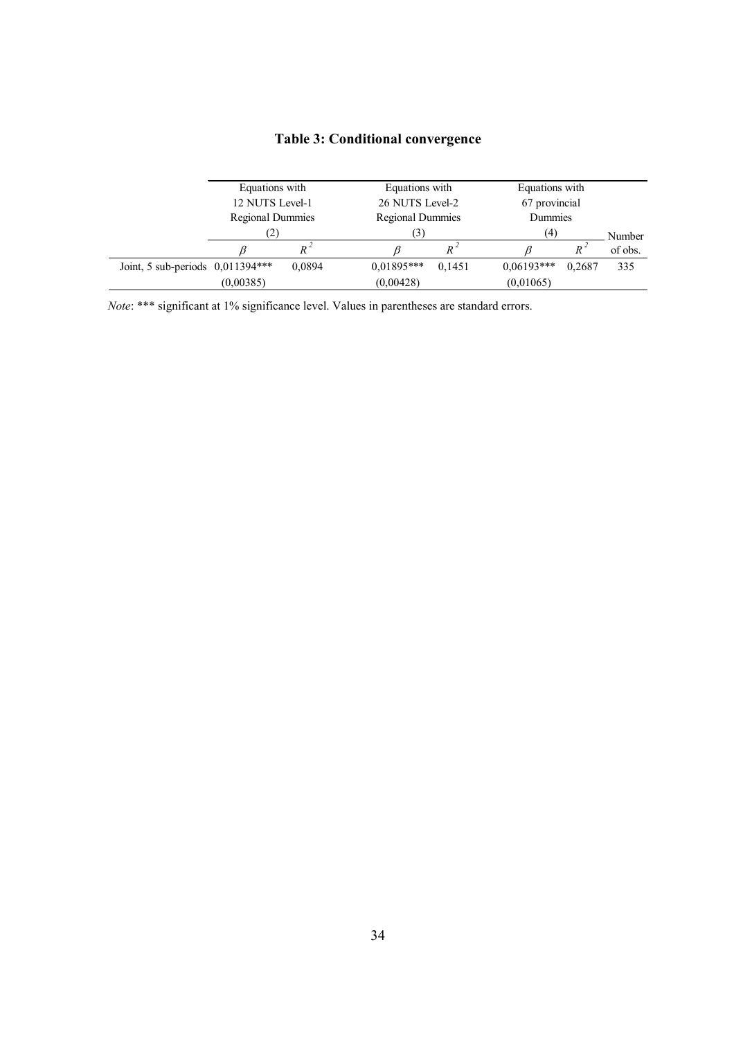# Table 3: Conditional convergence

| | Equations with 12 NUTS Level-1 Regional Dummies (2) | | Equations with 26 NUTS Level-2 Regional Dummies (3) | | Equations with 67 provincial Dummies (4) | | Number of obs. |
|---|---|---|---|---|---|---|---|
| | $\beta$ | $R^2$ | $\beta$ | $R^2$ | $\beta$ | $R^2$ | |
| Joint, 5 sub-periods | 0,011394*** | 0,0894 | 0,01895*** | 0,1451 | 0,06193*** | 0,2687 | 335 |
| | (0,00385) | | (0,00428) | | (0,01065) | | |

*Note*: *** significant at 1% significance level. Values in parentheses are standard errors.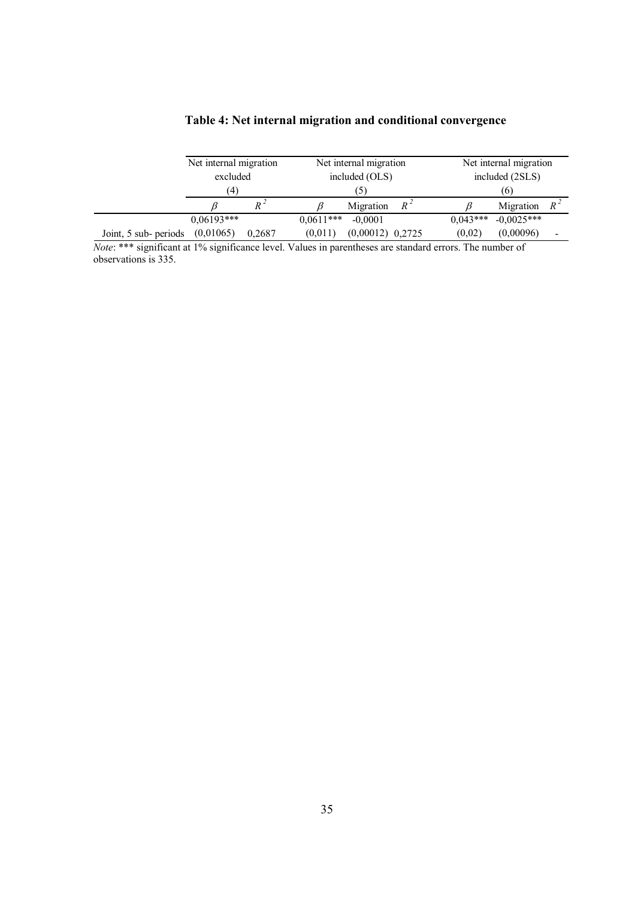**Table 4: Net internal migration and conditional convergence**

| | Net internal migration excluded (4) | | Net internal migration included (OLS) (5) | | | Net internal migration included (2SLS) (6) | | |
|---|---|---|---|---|---|---|---|---|
| | $\beta$ | $R^2$ | $\beta$ | Migration | $R^2$ | $\beta$ | Migration | $R^2$ |
| Joint, 5 sub- periods | 0,06193*** (0,01065) | 0,2687 | 0,0611*** (0,011) | -0,0001 (0,00012) | 0,2725 | 0,043*** (0,02) | -0,0025*** (0,00096) | - |

*Note*: *** significant at 1% significance level. Values in parentheses are standard errors. The number of observations is 335.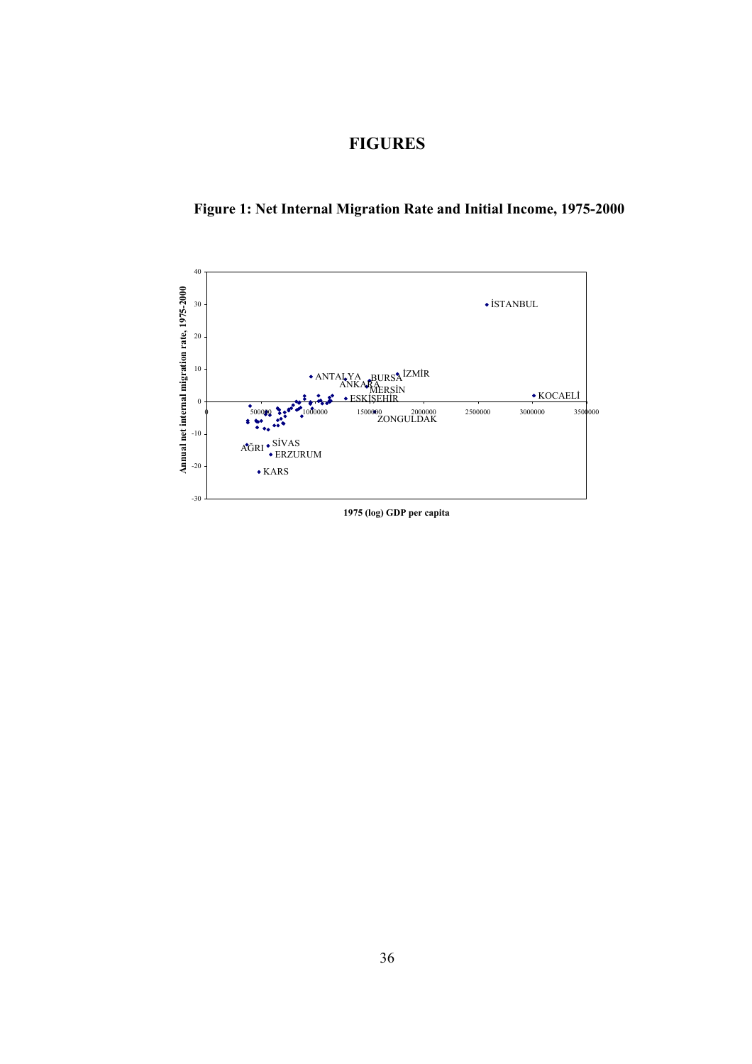# FIGURES

## Figure 1: Net Internal Migration Rate and Initial Income, 1975-2000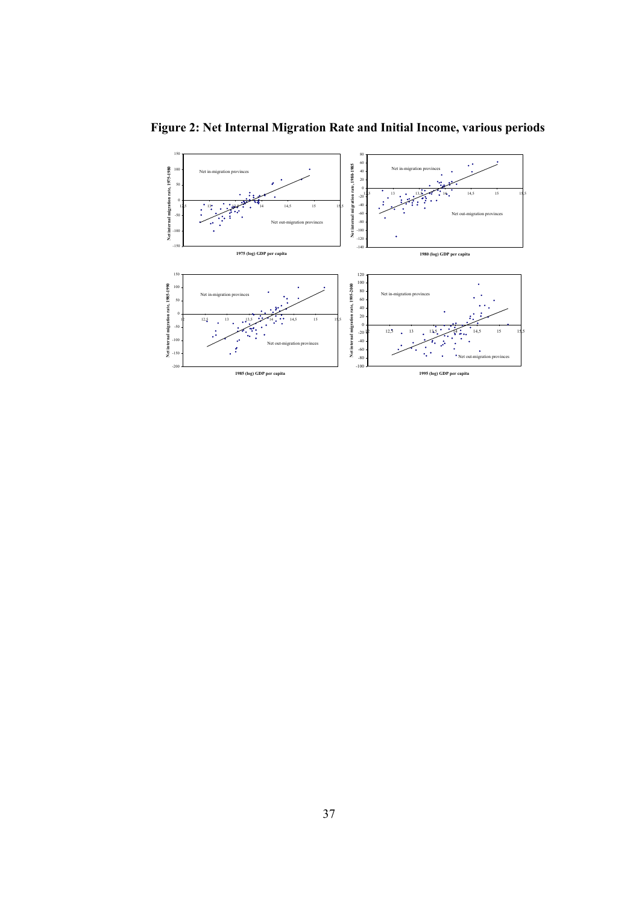**Figure 2: Net Internal Migration Rate and Initial Income, various periods**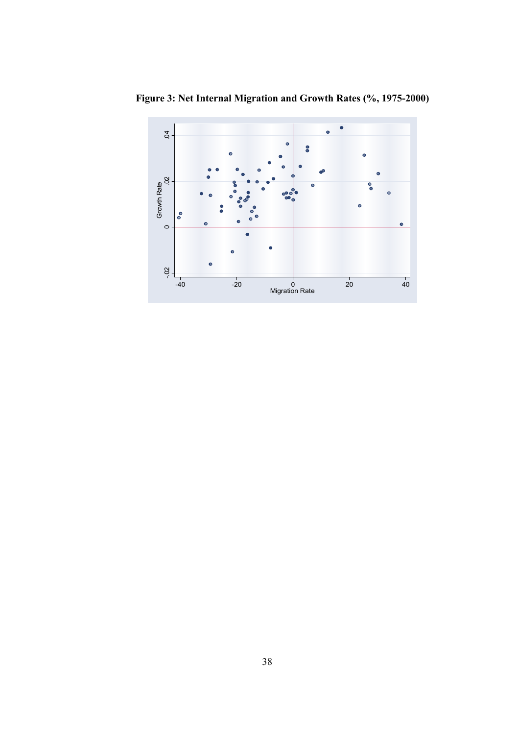**Figure 3: Net Internal Migration and Growth Rates (%, 1975-2000)**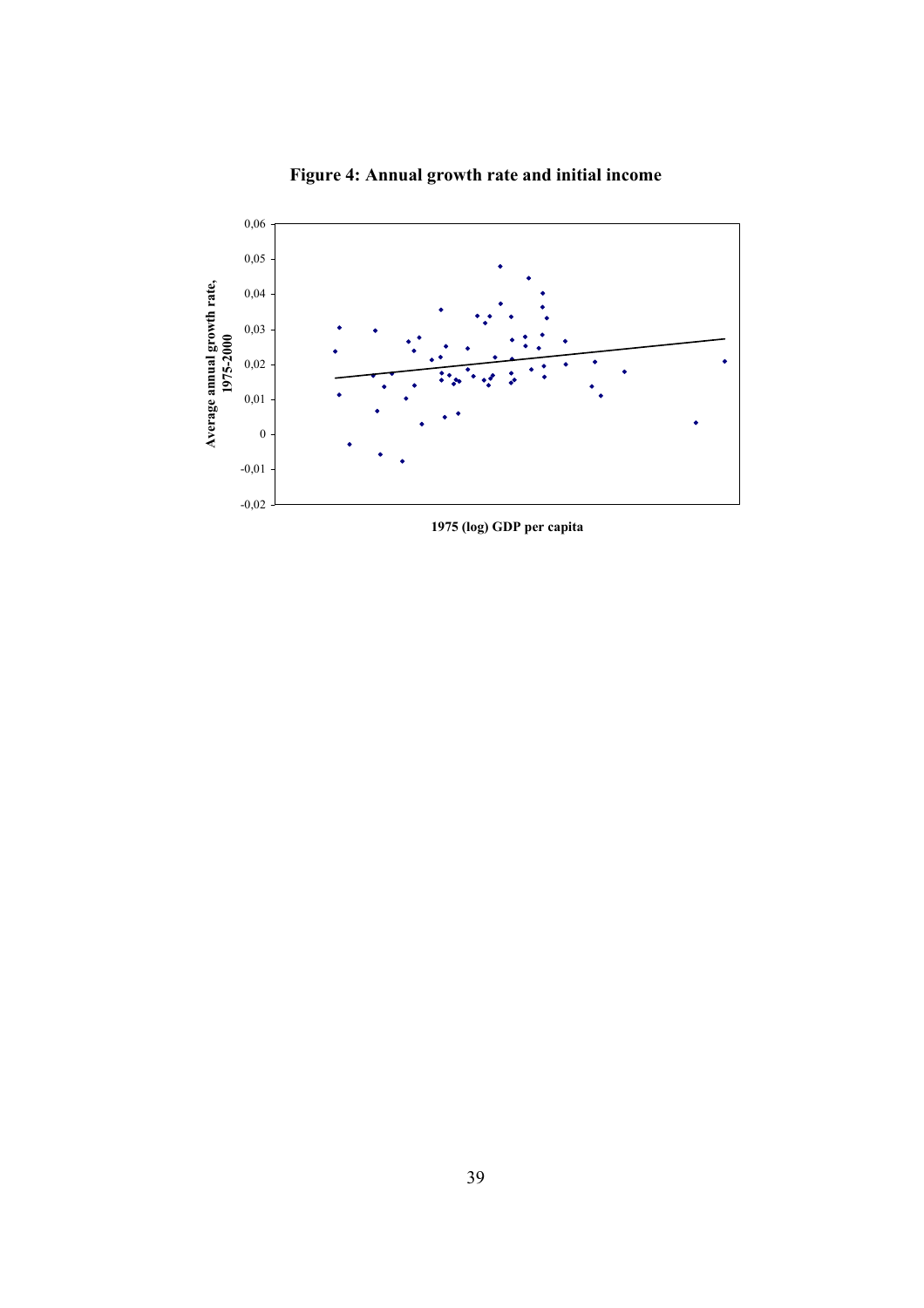**Figure 4: Annual growth rate and initial income**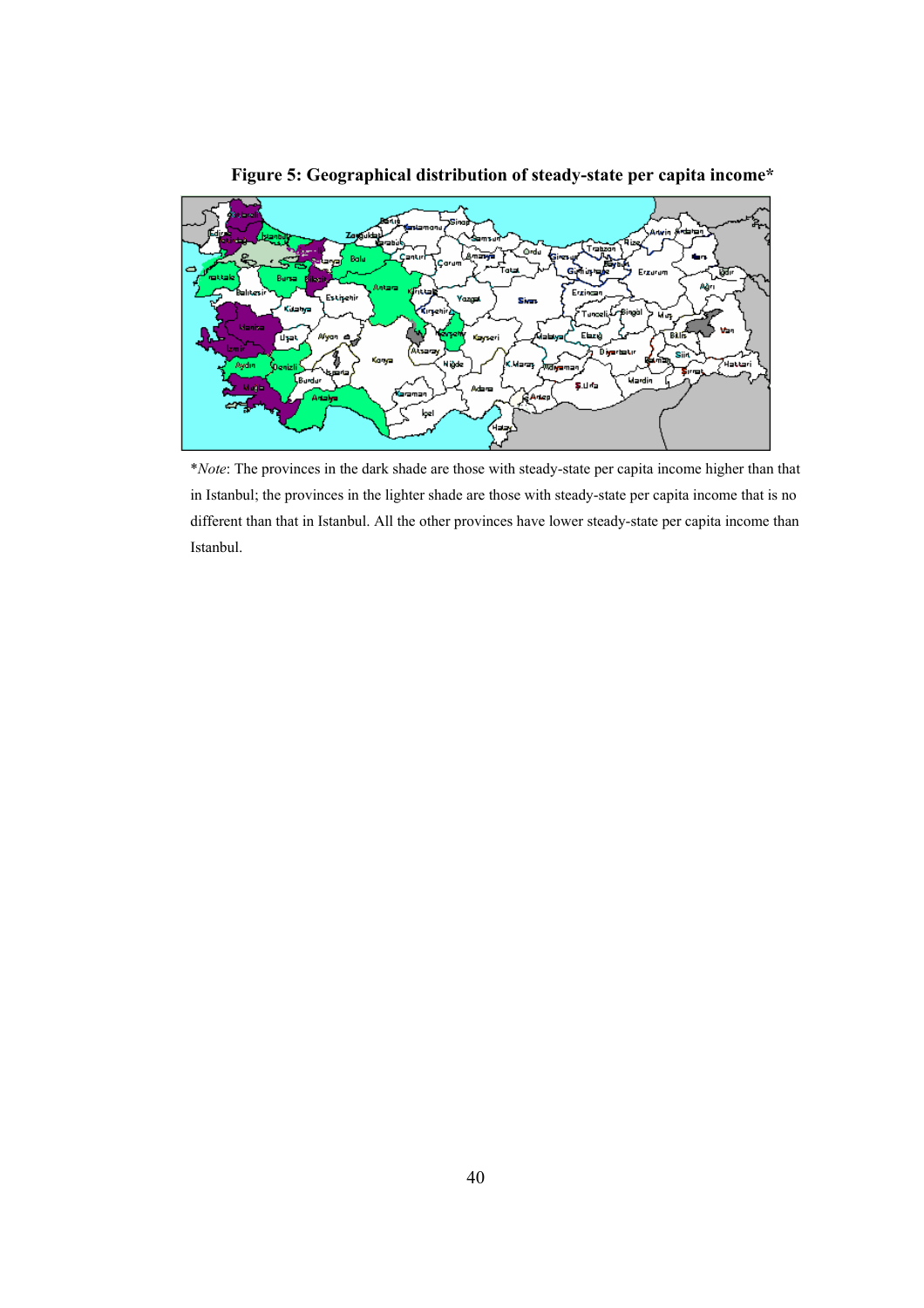**Figure 5: Geographical distribution of steady-state per capita income***

\**Note*: The provinces in the dark shade are those with steady-state per capita income higher than that in Istanbul; the provinces in the lighter shade are those with steady-state per capita income that is no different than that in Istanbul. All the other provinces have lower steady-state per capita income than Istanbul.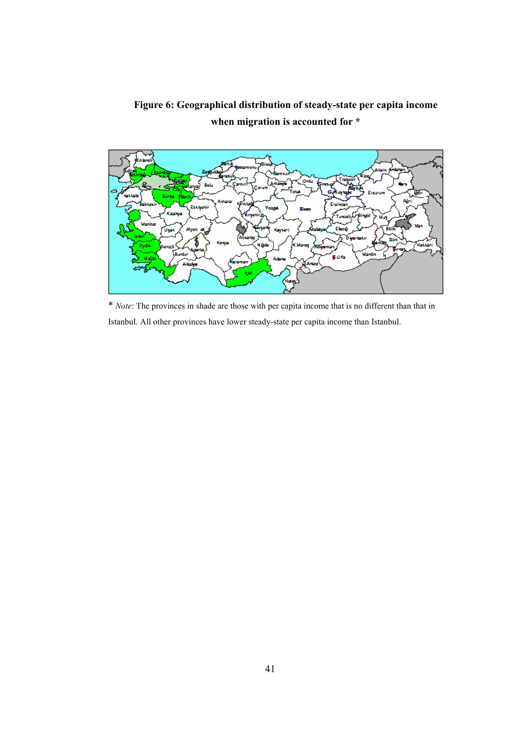**Figure 6: Geographical distribution of steady-state per capita income when migration is accounted for ***

\* *Note*: The provinces in shade are those with per capita income that is no different than that in Istanbul. All other provinces have lower steady-state per capita income than Istanbul.